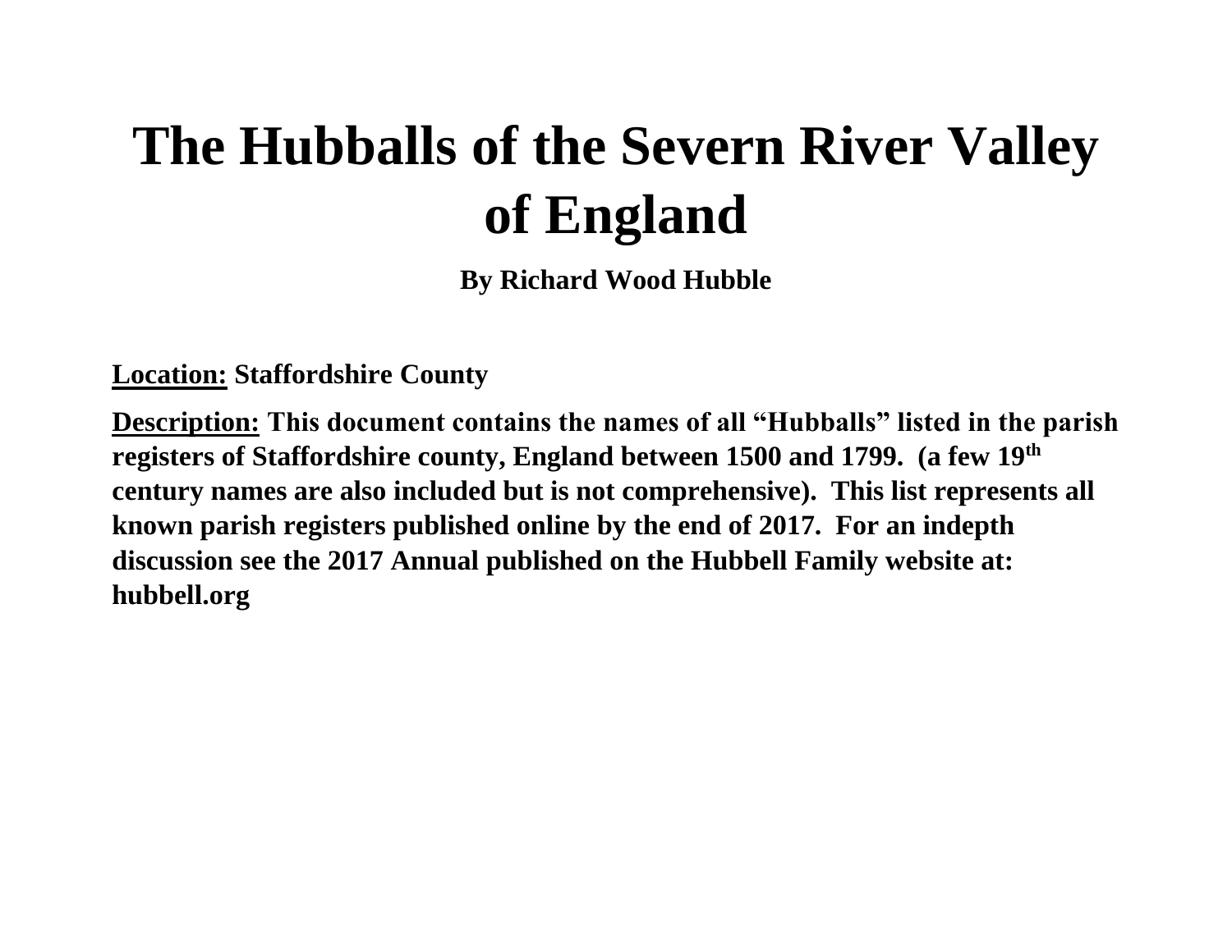# The Hubballs of the Severn River Valley of England

**By Richard Wood Hubble**

**Location:** **Staffordshire County**

**Description:** **This document contains the names of all "Hubballs" listed in the parish registers of Staffordshire county, England between 1500 and 1799. (a few 19th century names are also included but is not comprehensive). This list represents all known parish registers published online by the end of 2017. For an indepth discussion see the 2017 Annual published on the Hubbell Family website at: hubbell.org**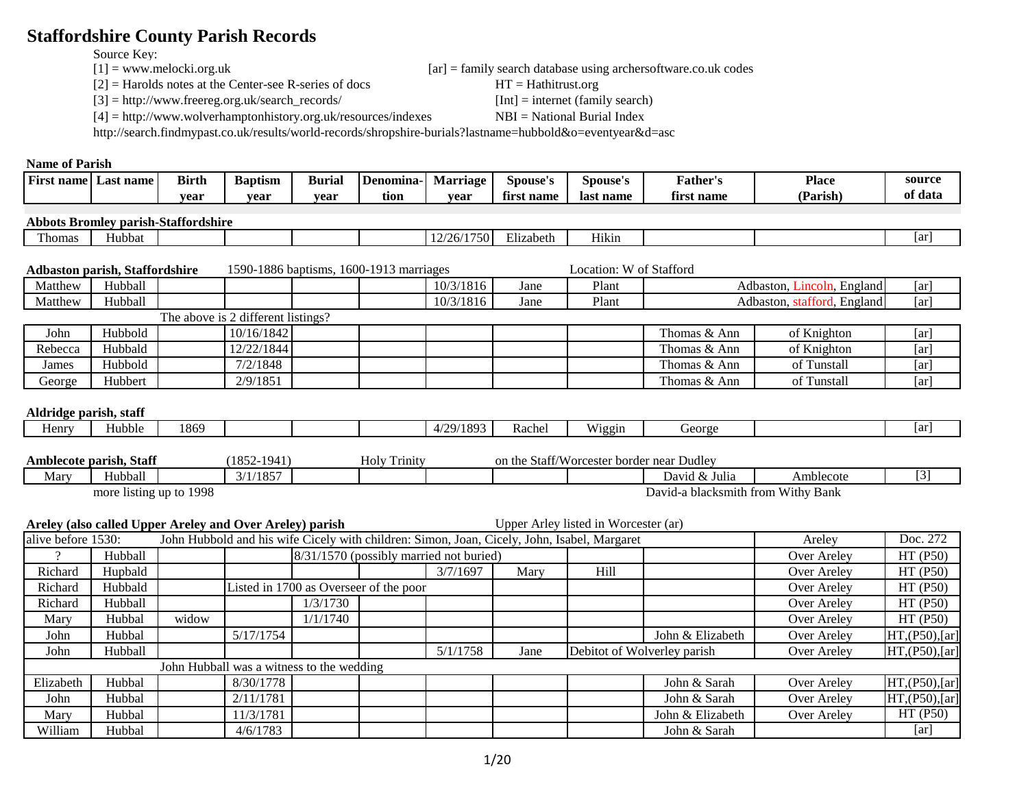# Staffordshire County Parish Records

Source Key:

[1] = www.melocki.org.uk

[2] = Harolds notes at the Center-see R-series of docs

[3] = http://www.freereg.org.uk/search_records/

[4] = http://www.wolverhamptonhistory.org.uk/resources/indexes

[ar] = family search database using archersoftware.co.uk codes

HT = Hathitrust.org

[Int] = internet (family search)

NBI = National Burial Index

http://search.findmypast.co.uk/results/world-records/shropshire-burials?lastname=hubbold&o=eventyear&d=asc

**Name of Parish**

| First name | Last name | Birth year | Baptism year | Burial year | Denomination | Marriage year | Spouse's first name | Spouse's last name | Father's first name | Place (Parish) | source of data |
|---|---|---|---|---|---|---|---|---|---|---|---|
| **Abbots Bromley parish-Staffordshire** | | | | | | | | | | | |
| Thomas | Hubbat | | | | | 12/26/1750 | Elizabeth | Hikin | | | [ar] |
| **Adbaston parish, Staffordshire** | | | 1590-1886 baptisms, 1600-1913 marriages | | | | | Location: W of Stafford | | | |
| Matthew | Hubball | | | | | 10/3/1816 | Jane | Plant | | Adbaston, Lincoln, England | [ar] |
| Matthew | Hubball | | | | | 10/3/1816 | Jane | Plant | | Adbaston, stafford, England | [ar] |
| | | The above is 2 different listings? | | | | | | | | | |
| John | Hubbold | | 10/16/1842 | | | | | | Thomas & Ann | of Knighton | [ar] |
| Rebecca | Hubbald | | 12/22/1844 | | | | | | Thomas & Ann | of Knighton | [ar] |
| James | Hubbold | | 7/2/1848 | | | | | | Thomas & Ann | of Tunstall | [ar] |
| George | Hubbert | | 2/9/1851 | | | | | | Thomas & Ann | of Tunstall | [ar] |
| **Aldridge parish, staff** | | | | | | | | | | | |
| Henry | Hubble | 1869 | | | | 4/29/1893 | Rachel | Wiggin | George | | [ar] |
| **Amblecote parish, Staff** | | | (1852-1941) | | Holy Trinity | | on the Staff/Worcester border near Dudley | | | | |
| Mary | Hubball | | 3/1/1857 | | | | | | David & Julia | Amblecote | [3] |
| | more listing up to 1998 | | | | | | | | David-a blacksmith from Withy Bank | | |
| **Areley (also called Upper Areley and Over Areley) parish** | | | | | | | Upper Arley listed in Worcester (ar) | | | | |
| alive before 1530: | | John Hubbold and his wife Cicely with children: Simon, Joan, Cicely, John, Isabel, Margaret | | | | | | | | Areley | Doc. 272 |
| ? | Hubball | | | 8/31/1570 (possibly married not buried) | | | | | | Over Areley | HT (P50) |
| Richard | Hupbald | | | | | 3/7/1697 | Mary | Hill | | Over Areley | HT (P50) |
| Richard | Hubbald | | Listed in 1700 as Overseer of the poor | | | | | | | Over Areley | HT (P50) |
| Richard | Hubball | | | 1/3/1730 | | | | | | Over Areley | HT (P50) |
| Mary | Hubbal | widow | | 1/1/1740 | | | | | | Over Areley | HT (P50) |
| John | Hubbal | | 5/17/1754 | | | | | | John & Elizabeth | Over Areley | HT,(P50),[ar] |
| John | Hubball | | | | | 5/1/1758 | Jane | Debitot of Wolverley parish | | Over Areley | HT,(P50),[ar] |
| | | John Hubball was a witness to the wedding | | | | | | | | | |
| Elizabeth | Hubbal | | 8/30/1778 | | | | | | John & Sarah | Over Areley | HT,(P50),[ar] |
| John | Hubbal | | 2/11/1781 | | | | | | John & Sarah | Over Areley | HT,(P50),[ar] |
| Mary | Hubbal | | 11/3/1781 | | | | | | John & Elizabeth | Over Areley | HT (P50) |
| William | Hubbal | | 4/6/1783 | | | | | | John & Sarah | | [ar] |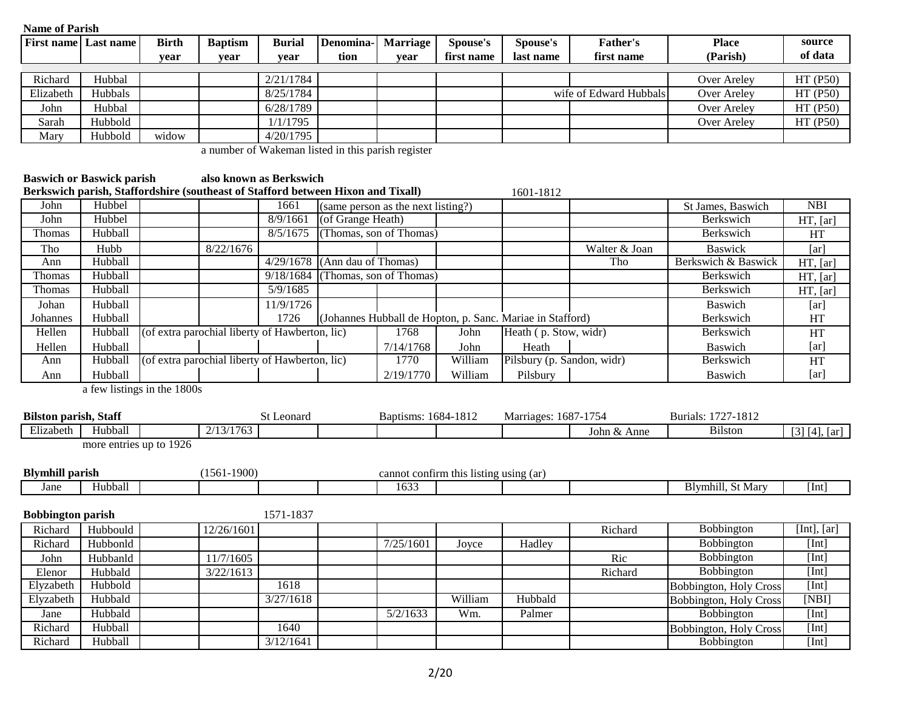**Name of Parish**

| First name | Last name | Birth year | Baptism year | Burial year | Denomina-tion | Marriage year | Spouse's first name | Spouse's last name | Father's first name | Place (Parish) | source of data |
|---|---|---|---|---|---|---|---|---|---|---|---|
| Richard | Hubbal | | | 2/21/1784 | | | | | | Over Areley | HT (P50) |
| Elizabeth | Hubbals | | | 8/25/1784 | | | | | wife of Edward Hubbals | Over Areley | HT (P50) |
| John | Hubbal | | | 6/28/1789 | | | | | | Over Areley | HT (P50) |
| Sarah | Hubbold | | | 1/1/1795 | | | | | | Over Areley | HT (P50) |
| Mary | Hubbold | widow | | 4/20/1795 | | | | | | | |

a number of Wakeman listed in this parish register

**Baswich or Baswick parish** **also known as Berkswich**

**Berkswich parish, Staffordshire (southeast of Stafford between Hixon and Tixall)** 1601-1812

| First name | Last name | Birth year | Baptism year | Burial year | Denomina-tion | Marriage year | Spouse's first name | Spouse's last name | Father's first name | Place (Parish) | source of data |
|---|---|---|---|---|---|---|---|---|---|---|---|
| John | Hubbel | | | 1661 | (same person as the next listing?) | | | | | St James, Baswich | NBI |
| John | Hubbel | | | 8/9/1661 | (of Grange Heath) | | | | | Berkswich | HT, [ar] |
| Thomas | Hubball | | | 8/5/1675 | (Thomas, son of Thomas) | | | | | Berkswich | HT |
| Tho | Hubb | | 8/22/1676 | | | | | | Walter & Joan | Baswick | [ar] |
| Ann | Hubball | | | 4/29/1678 | (Ann dau of Thomas) | | | | Tho | Berkswich & Baswick | HT, [ar] |
| Thomas | Hubball | | | 9/18/1684 | (Thomas, son of Thomas) | | | | | Berkswich | HT, [ar] |
| Thomas | Hubball | | | 5/9/1685 | | | | | | Berkswich | HT, [ar] |
| Johan | Hubball | | | 11/9/1726 | | | | | | Baswich | [ar] |
| Johannes | Hubball | | | 1726 | (Johannes Hubball de Hopton, p. Sanc. Mariae in Stafford) | | | | | Berkswich | HT |
| Hellen | Hubball | (of extra parochial liberty of Hawberton, lic) | | | | 1768 | John | Heath ( p. Stow, widr) | | Berkswich | HT |
| Hellen | Hubball | | | | | 7/14/1768 | John | Heath | | Baswich | [ar] |
| Ann | Hubball | (of extra parochial liberty of Hawberton, lic) | | | | 1770 | William | Pilsbury (p. Sandon, widr) | | Berkswich | HT |
| Ann | Hubball | | | | | 2/19/1770 | William | Pilsbury | | Baswich | [ar] |

a few listings in the 1800s

**Bilston parish, Staff** St Leonard Baptisms: 1684-1812 Marriages: 1687-1754 Burials: 1727-1812

| First name | Last name | Birth year | Baptism year | Burial year | Denomina-tion | Marriage year | Spouse's first name | Spouse's last name | Father's first name | Place (Parish) | source of data |
|---|---|---|---|---|---|---|---|---|---|---|---|
| Elizabeth | Hubball | | 2/13/1763 | | | | | | John & Anne | Bilston | [3] [4], [ar] |

more entries up to 1926

**Blymhill parish** (1561-1900) cannot confirm this listing using (ar)

| First name | Last name | Birth year | Baptism year | Burial year | Denomina-tion | Marriage year | Spouse's first name | Spouse's last name | Father's first name | Place (Parish) | source of data |
|---|---|---|---|---|---|---|---|---|---|---|---|
| Jane | Hubball | | | | | 1633 | | | | Blymhill, St Mary | [Int] |

**Bobbington parish** 1571-1837

| First name | Last name | Birth year | Baptism year | Burial year | Denomina-tion | Marriage year | Spouse's first name | Spouse's last name | Father's first name | Place (Parish) | source of data |
|---|---|---|---|---|---|---|---|---|---|---|---|
| Richard | Hubbould | | 12/26/1601 | | | | | | Richard | Bobbington | [Int], [ar] |
| Richard | Hubbonld | | | | | 7/25/1601 | Joyce | Hadley | | Bobbington | [Int] |
| John | Hubbanld | | 11/7/1605 | | | | | | Ric | Bobbington | [Int] |
| Elenor | Hubbald | | 3/22/1613 | | | | | | Richard | Bobbington | [Int] |
| Elyzabeth | Hubbold | | | 1618 | | | | | | Bobbington, Holy Cross | [Int] |
| Elyzabeth | Hubbald | | | 3/27/1618 | | | William | Hubbald | | Bobbington, Holy Cross | [NBI] |
| Jane | Hubbald | | | | | 5/2/1633 | Wm. | Palmer | | Bobbington | [Int] |
| Richard | Hubball | | | 1640 | | | | | | Bobbington, Holy Cross | [Int] |
| Richard | Hubball | | | 3/12/1641 | | | | | | Bobbington | [Int] |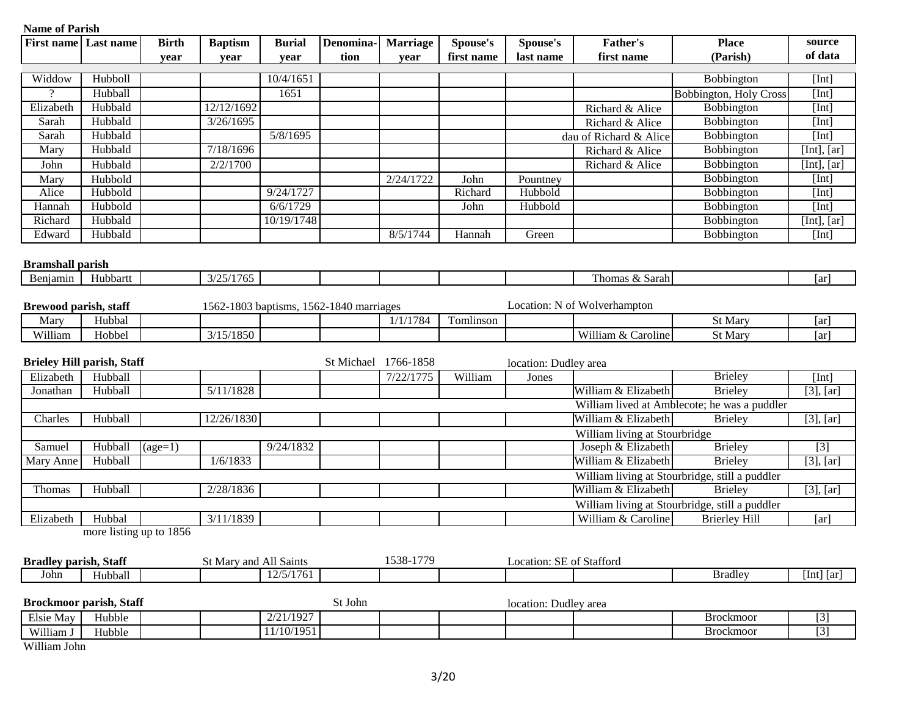**Name of Parish**

| First name | Last name | Birth year | Baptism year | Burial year | Denomination | Marriage year | Spouse's first name | Spouse's last name | Father's first name | Place (Parish) | source of data |
|---|---|---|---|---|---|---|---|---|---|---|---|
| Widdow | Hubboll | | | 10/4/1651 | | | | | | Bobbington | [Int] |
| ? | Hubball | | | 1651 | | | | | | Bobbington, Holy Cross | [Int] |
| Elizabeth | Hubbald | | 12/12/1692 | | | | | | Richard & Alice | Bobbington | [Int] |
| Sarah | Hubbald | | 3/26/1695 | | | | | | Richard & Alice | Bobbington | [Int] |
| Sarah | Hubbald | | | 5/8/1695 | | | | | dau of Richard & Alice | Bobbington | [Int] |
| Mary | Hubbald | | 7/18/1696 | | | | | | Richard & Alice | Bobbington | [Int], [ar] |
| John | Hubbald | | 2/2/1700 | | | | | | Richard & Alice | Bobbington | [Int], [ar] |
| Mary | Hubbold | | | | | 2/24/1722 | John | Pountney | | Bobbington | [Int] |
| Alice | Hubbold | | | 9/24/1727 | | | Richard | Hubbold | | Bobbington | [Int] |
| Hannah | Hubbold | | | 6/6/1729 | | | John | Hubbold | | Bobbington | [Int] |
| Richard | Hubbald | | | 10/19/1748 | | | | | | Bobbington | [Int], [ar] |
| Edward | Hubbald | | | | | 8/5/1744 | Hannah | Green | | Bobbington | [Int] |

**Bramshall parish**

| First name | Last name | Birth year | Baptism year | Burial year | Denomination | Marriage year | Spouse's first name | Spouse's last name | Father's first name | Place (Parish) | source of data |
|---|---|---|---|---|---|---|---|---|---|---|---|
| Benjamin | Hubbartt | | 3/25/1765 | | | | | | Thomas & Sarah | | [ar] |

**Brewood parish, staff** — 1562-1803 baptisms, 1562-1840 marriages — Location: N of Wolverhampton

| First name | Last name | Birth year | Baptism year | Burial year | Denomination | Marriage year | Spouse's first name | Spouse's last name | Father's first name | Place (Parish) | source of data |
|---|---|---|---|---|---|---|---|---|---|---|---|
| Mary | Hubbal | | | | | 1/1/1784 | Tomlinson | | | St Mary | [ar] |
| William | Hobbel | | 3/15/1850 | | | | | | William & Caroline | St Mary | [ar] |

**Brieley Hill parish, Staff** — St Michael 1766-1858 — location: Dudley area

| First name | Last name | Birth year | Baptism year | Burial year | Denomination | Marriage year | Spouse's first name | Spouse's last name | Father's first name | Place (Parish) | source of data |
|---|---|---|---|---|---|---|---|---|---|---|---|
| Elizabeth | Hubball | | | | | 7/22/1775 | William | Jones | | Brieley | [Int] |
| Jonathan | Hubball | | 5/11/1828 | | | | | | William & Elizabeth | Brieley | [3], [ar] |
| | | | | | | | | | William lived at Amblecote; he was a puddler | | |
| Charles | Hubball | | 12/26/1830 | | | | | | William & Elizabeth | Brieley | [3], [ar] |
| | | | | | | | | | William living at Stourbridge | | |
| Samuel | Hubball | (age=1) | | 9/24/1832 | | | | | Joseph & Elizabeth | Brieley | [3] |
| Mary Anne | Hubball | | 1/6/1833 | | | | | | William & Elizabeth | Brieley | [3], [ar] |
| | | | | | | | | | William living at Stourbridge, still a puddler | | |
| Thomas | Hubball | | 2/28/1836 | | | | | | William & Elizabeth | Brieley | [3], [ar] |
| | | | | | | | | | William living at Stourbridge, still a puddler | | |
| Elizabeth | Hubbal | | 3/11/1839 | | | | | | William & Caroline | Brierley Hill | [ar] |

more listing up to 1856

**Bradley parish, Staff** — St Mary and All Saints — 1538-1779 — Location: SE of Stafford

| First name | Last name | Birth year | Baptism year | Burial year | Denomination | Marriage year | Spouse's first name | Spouse's last name | Father's first name | Place (Parish) | source of data |
|---|---|---|---|---|---|---|---|---|---|---|---|
| John | Hubball | | | 12/5/1761 | | | | | | Bradley | [Int] [ar] |

**Brockmoor parish, Staff** — St John — location: Dudley area

| First name | Last name | Birth year | Baptism year | Burial year | Denomination | Marriage year | Spouse's first name | Spouse's last name | Father's first name | Place (Parish) | source of data |
|---|---|---|---|---|---|---|---|---|---|---|---|
| Elsie May | Hubble | | | 2/21/1927 | | | | | | Brockmoor | [3] |
| William J | Hubble | | | 11/10/1951 | | | | | | Brockmoor | [3] |

William John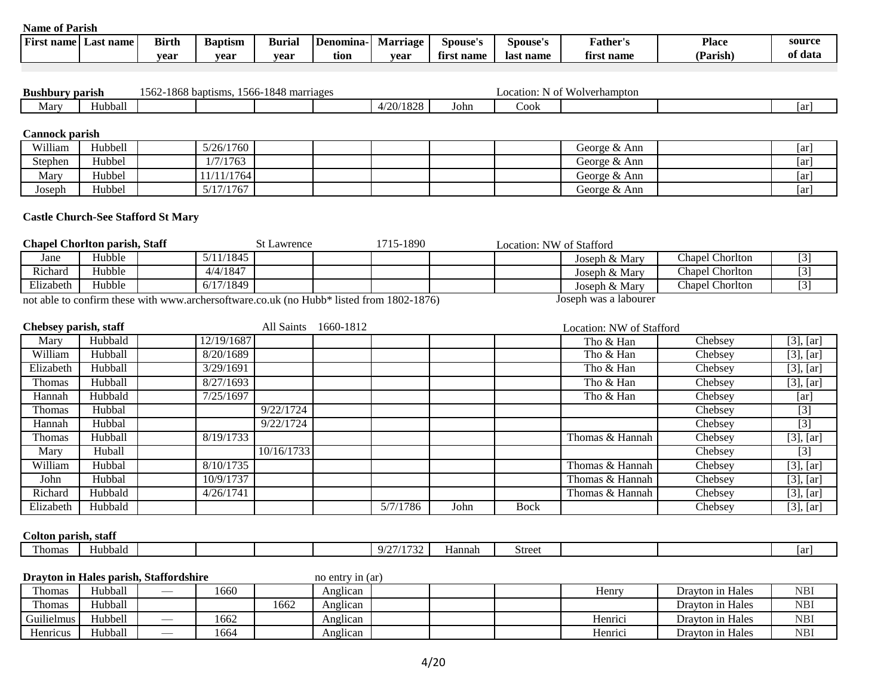**Name of Parish**

| First name | Last name | Birth year | Baptism year | Burial year | Denomination | Marriage year | Spouse's first name | Spouse's last name | Father's first name | Place (Parish) | source of data |
|---|---|---|---|---|---|---|---|---|---|---|---|

**Bushbury parish** 1562-1868 baptisms, 1566-1848 marriages Location: N of Wolverhampton

| First name | Last name | Birth year | Baptism year | Burial year | Denomination | Marriage year | Spouse's first name | Spouse's last name | Father's first name | Place (Parish) | source of data |
|---|---|---|---|---|---|---|---|---|---|---|---|
| Mary | Hubball | | | | | 4/20/1828 | John | Cook | | | [ar] |

**Cannock parish**

| First name | Last name | Birth year | Baptism year | Burial year | Denomination | Marriage year | Spouse's first name | Spouse's last name | Father's first name | Place (Parish) | source of data |
|---|---|---|---|---|---|---|---|---|---|---|---|
| William | Hubbell | | 5/26/1760 | | | | | | George & Ann | | [ar] |
| Stephen | Hubbel | | 1/7/1763 | | | | | | George & Ann | | [ar] |
| Mary | Hubbel | | 11/11/1764 | | | | | | George & Ann | | [ar] |
| Joseph | Hubbel | | 5/17/1767 | | | | | | George & Ann | | [ar] |

**Castle Church-See Stafford St Mary**

**Chapel Chorlton parish, Staff** St Lawrence 1715-1890 Location: NW of Stafford

| First name | Last name | Birth year | Baptism year | Burial year | Denomination | Marriage year | Spouse's first name | Spouse's last name | Father's first name | Place (Parish) | source of data |
|---|---|---|---|---|---|---|---|---|---|---|---|
| Jane | Hubble | | 5/11/1845 | | | | | | Joseph & Mary | Chapel Chorlton | [3] |
| Richard | Hubble | | 4/4/1847 | | | | | | Joseph & Mary | Chapel Chorlton | [3] |
| Elizabeth | Hubble | | 6/17/1849 | | | | | | Joseph & Mary | Chapel Chorlton | [3] |

not able to confirm these with www.archersoftware.co.uk (no Hubb* listed from 1802-1876) Joseph was a labourer

**Chebsey parish, staff** All Saints 1660-1812 Location: NW of Stafford

| First name | Last name | Birth year | Baptism year | Burial year | Denomination | Marriage year | Spouse's first name | Spouse's last name | Father's first name | Place (Parish) | source of data |
|---|---|---|---|---|---|---|---|---|---|---|---|
| Mary | Hubbald | | 12/19/1687 | | | | | | Tho & Han | Chebsey | [3], [ar] |
| William | Hubball | | 8/20/1689 | | | | | | Tho & Han | Chebsey | [3], [ar] |
| Elizabeth | Hubball | | 3/29/1691 | | | | | | Tho & Han | Chebsey | [3], [ar] |
| Thomas | Hubball | | 8/27/1693 | | | | | | Tho & Han | Chebsey | [3], [ar] |
| Hannah | Hubbald | | 7/25/1697 | | | | | | Tho & Han | Chebsey | [ar] |
| Thomas | Hubbal | | | 9/22/1724 | | | | | | Chebsey | [3] |
| Hannah | Hubbal | | | 9/22/1724 | | | | | | Chebsey | [3] |
| Thomas | Hubball | | 8/19/1733 | | | | | | Thomas & Hannah | Chebsey | [3], [ar] |
| Mary | Huball | | | 10/16/1733 | | | | | | Chebsey | [3] |
| William | Hubbal | | 8/10/1735 | | | | | | Thomas & Hannah | Chebsey | [3], [ar] |
| John | Hubbal | | 10/9/1737 | | | | | | Thomas & Hannah | Chebsey | [3], [ar] |
| Richard | Hubbald | | 4/26/1741 | | | | | | Thomas & Hannah | Chebsey | [3], [ar] |
| Elizabeth | Hubbald | | | | | 5/7/1786 | John | Bock | | Chebsey | [3], [ar] |

**Colton parish, staff**

| First name | Last name | Birth year | Baptism year | Burial year | Denomination | Marriage year | Spouse's first name | Spouse's last name | Father's first name | Place (Parish) | source of data |
|---|---|---|---|---|---|---|---|---|---|---|---|
| Thomas | Hubbald | | | | | 9/27/1732 | Hannah | Street | | | [ar] |

**Drayton in Hales parish, Staffordshire** no entry in (ar)

| First name | Last name | Birth year | Baptism year | Burial year | Denomination | Marriage year | Spouse's first name | Spouse's last name | Father's first name | Place (Parish) | source of data |
|---|---|---|---|---|---|---|---|---|---|---|---|
| Thomas | Hubball | — | 1660 | | Anglican | | | | Henry | Drayton in Hales | NBI |
| Thomas | Hubball | | | 1662 | Anglican | | | | | Drayton in Hales | NBI |
| Guilielmus | Hubbell | — | 1662 | | Anglican | | | | Henrici | Drayton in Hales | NBI |
| Henricus | Hubball | — | 1664 | | Anglican | | | | Henrici | Drayton in Hales | NBI |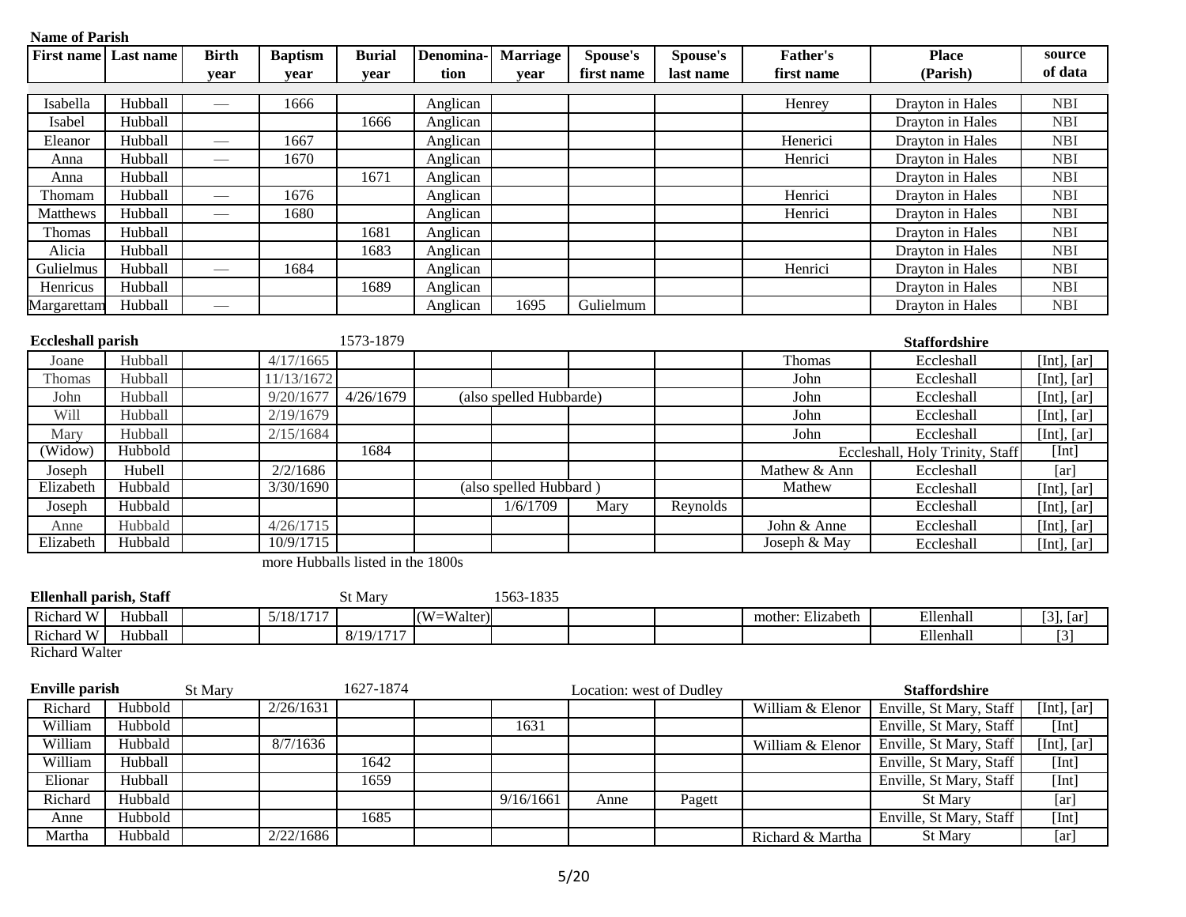**Name of Parish**

| First name | Last name | Birth year | Baptism year | Burial year | Denomina-tion | Marriage year | Spouse's first name | Spouse's last name | Father's first name | Place (Parish) | source of data |
|---|---|---|---|---|---|---|---|---|---|---|---|
| Isabella | Hubball | — | 1666 | | Anglican | | | | Henrey | Drayton in Hales | NBI |
| Isabel | Hubball | | | 1666 | Anglican | | | | | Drayton in Hales | NBI |
| Eleanor | Hubball | — | 1667 | | Anglican | | | | Henerici | Drayton in Hales | NBI |
| Anna | Hubball | — | 1670 | | Anglican | | | | Henrici | Drayton in Hales | NBI |
| Anna | Hubball | | | 1671 | Anglican | | | | | Drayton in Hales | NBI |
| Thomam | Hubball | — | 1676 | | Anglican | | | | Henrici | Drayton in Hales | NBI |
| Matthews | Hubball | — | 1680 | | Anglican | | | | Henrici | Drayton in Hales | NBI |
| Thomas | Hubball | | | 1681 | Anglican | | | | | Drayton in Hales | NBI |
| Alicia | Hubball | | | 1683 | Anglican | | | | | Drayton in Hales | NBI |
| Gulielmus | Hubball | — | 1684 | | Anglican | | | | Henrici | Drayton in Hales | NBI |
| Henricus | Hubball | | | 1689 | Anglican | | | | | Drayton in Hales | NBI |
| Margarettam | Hubball | — | | | Anglican | 1695 | Gulielmum | | | Drayton in Hales | NBI |

**Eccleshall parish** 1573-1879 **Staffordshire**

| First name | Last name | Birth year | Baptism year | Burial year | Denomina-tion | Marriage year | Spouse's first name | Spouse's last name | Father's first name | Place (Parish) | source of data |
|---|---|---|---|---|---|---|---|---|---|---|---|
| Joane | Hubball | | 4/17/1665 | | | | | | Thomas | Eccleshall | [Int], [ar] |
| Thomas | Hubball | | 11/13/1672 | | | | | | John | Eccleshall | [Int], [ar] |
| John | Hubball | | 9/20/1677 | 4/26/1679 | (also spelled Hubbarde) | | | | John | Eccleshall | [Int], [ar] |
| Will | Hubball | | 2/19/1679 | | | | | | John | Eccleshall | [Int], [ar] |
| Mary | Hubball | | 2/15/1684 | | | | | | John | Eccleshall | [Int], [ar] |
| (Widow) | Hubbold | | | 1684 | | | | | | Eccleshall, Holy Trinity, Staff | [Int] |
| Joseph | Hubell | | 2/2/1686 | | | | | | Mathew & Ann | Eccleshall | [ar] |
| Elizabeth | Hubbald | | 3/30/1690 | | (also spelled Hubbard ) | | | | Mathew | Eccleshall | [Int], [ar] |
| Joseph | Hubbald | | | | | 1/6/1709 | Mary | Reynolds | | Eccleshall | [Int], [ar] |
| Anne | Hubbald | | 4/26/1715 | | | | | | John & Anne | Eccleshall | [Int], [ar] |
| Elizabeth | Hubbald | | 10/9/1715 | | | | | | Joseph & May | Eccleshall | [Int], [ar] |

more Hubballs listed in the 1800s

**Ellenhall parish, Staff** St Mary 1563-1835

| First name | Last name | Birth year | Baptism year | Burial year | Denomina-tion | Marriage year | Spouse's first name | Spouse's last name | Father's first name | Place (Parish) | source of data |
|---|---|---|---|---|---|---|---|---|---|---|---|
| Richard W | Hubball | | 5/18/1717 | | (W=Walter) | | | | mother: Elizabeth | Ellenhall | [3], [ar] |
| Richard W | Hubball | | | 8/19/1717 | | | | | | Ellenhall | [3] |

Richard Walter

**Enville parish** St Mary 1627-1874 Location: west of Dudley **Staffordshire**

| First name | Last name | Birth year | Baptism year | Burial year | Denomina-tion | Marriage year | Spouse's first name | Spouse's last name | Father's first name | Place (Parish) | source of data |
|---|---|---|---|---|---|---|---|---|---|---|---|
| Richard | Hubbold | | 2/26/1631 | | | | | | William & Elenor | Enville, St Mary, Staff | [Int], [ar] |
| William | Hubbold | | | | | 1631 | | | | Enville, St Mary, Staff | [Int] |
| William | Hubbald | | 8/7/1636 | | | | | | William & Elenor | Enville, St Mary, Staff | [Int], [ar] |
| William | Hubball | | | 1642 | | | | | | Enville, St Mary, Staff | [Int] |
| Elionar | Hubball | | | 1659 | | | | | | Enville, St Mary, Staff | [Int] |
| Richard | Hubbald | | | | | 9/16/1661 | Anne | Pagett | | St Mary | [ar] |
| Anne | Hubbold | | | 1685 | | | | | | Enville, St Mary, Staff | [Int] |
| Martha | Hubbald | | 2/22/1686 | | | | | | Richard & Martha | St Mary | [ar] |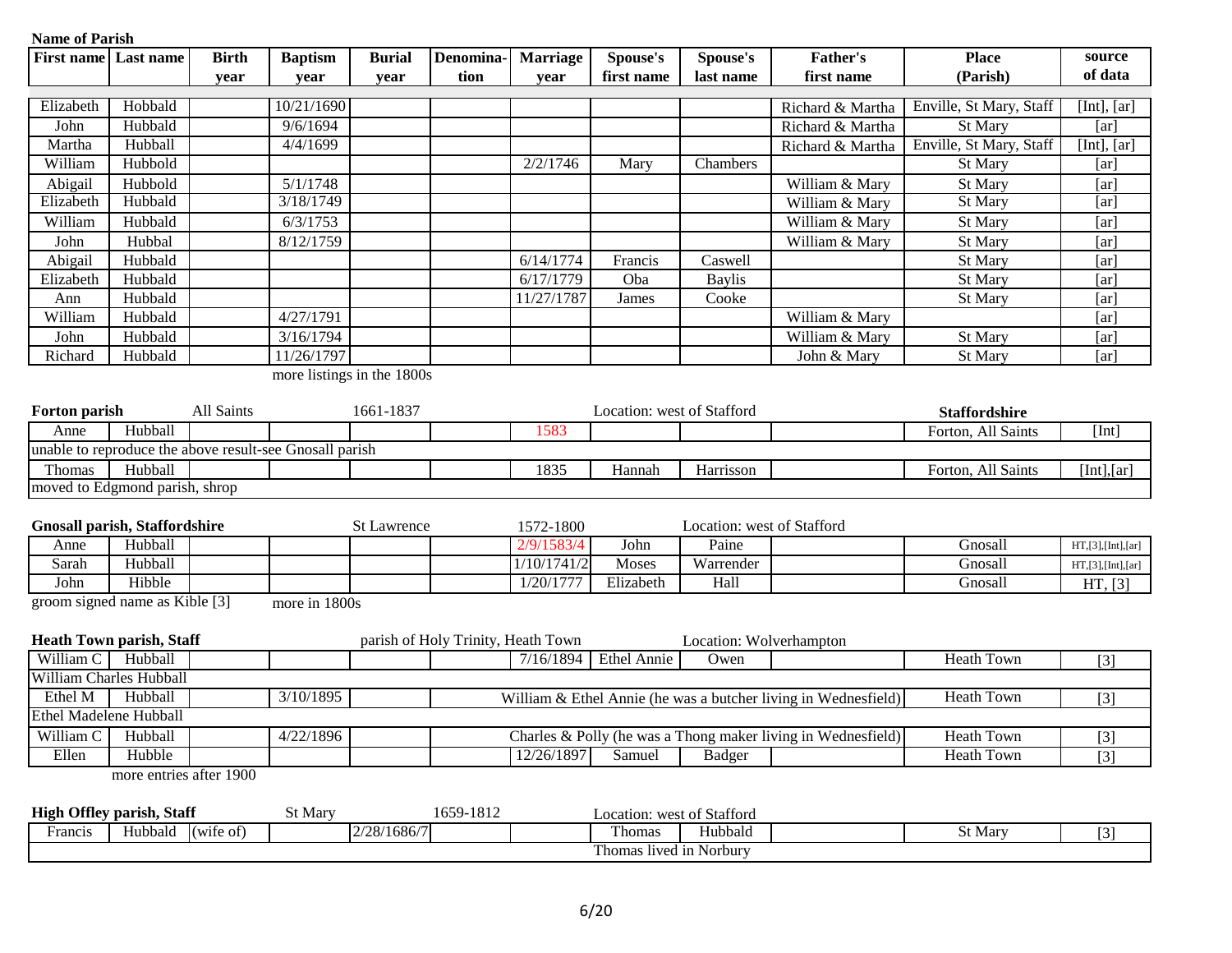**Name of Parish**

| First name | Last name | Birth year | Baptism year | Burial year | Denomina-tion | Marriage year | Spouse's first name | Spouse's last name | Father's first name | Place (Parish) | source of data |
|---|---|---|---|---|---|---|---|---|---|---|---|
| Elizabeth | Hobbald | | 10/21/1690 | | | | | | Richard & Martha | Enville, St Mary, Staff | [Int], [ar] |
| John | Hubbald | | 9/6/1694 | | | | | | Richard & Martha | St Mary | [ar] |
| Martha | Hubball | | 4/4/1699 | | | | | | Richard & Martha | Enville, St Mary, Staff | [Int], [ar] |
| William | Hubbold | | | | | 2/2/1746 | Mary | Chambers | | St Mary | [ar] |
| Abigail | Hubbold | | 5/1/1748 | | | | | | William & Mary | St Mary | [ar] |
| Elizabeth | Hubbald | | 3/18/1749 | | | | | | William & Mary | St Mary | [ar] |
| William | Hubbald | | 6/3/1753 | | | | | | William & Mary | St Mary | [ar] |
| John | Hubbal | | 8/12/1759 | | | | | | William & Mary | St Mary | [ar] |
| Abigail | Hubbald | | | | | 6/14/1774 | Francis | Caswell | | St Mary | [ar] |
| Elizabeth | Hubbald | | | | | 6/17/1779 | Oba | Baylis | | St Mary | [ar] |
| Ann | Hubbald | | | | | 11/27/1787 | James | Cooke | | St Mary | [ar] |
| William | Hubbald | | 4/27/1791 | | | | | | William & Mary | | [ar] |
| John | Hubbald | | 3/16/1794 | | | | | | William & Mary | St Mary | [ar] |
| Richard | Hubbald | | 11/26/1797 | | | | | | John & Mary | St Mary | [ar] |

more listings in the 1800s

**Forton parish** — All Saints — 1661-1837 — Location: west of Stafford — **Staffordshire**

| First name | Last name | Birth year | Baptism year | Burial year | Denomina-tion | Marriage year | Spouse's first name | Spouse's last name | Father's first name | Place (Parish) | source of data |
|---|---|---|---|---|---|---|---|---|---|---|---|
| Anne | Hubball | | | | | 1583 | | | | Forton, All Saints | [Int] |
| unable to reproduce the above result-see Gnosall parish | | | | | | | | | | | |
| Thomas | Hubball | | | | | 1835 | Hannah | Harrisson | | Forton, All Saints | [Int],[ar] |
| moved to Edgmond parish, shrop | | | | | | | | | | | |

**Gnosall parish, Staffordshire** — St Lawrence — 1572-1800 — Location: west of Stafford

| First name | Last name | Birth year | Baptism year | Burial year | Denomina-tion | Marriage year | Spouse's first name | Spouse's last name | Father's first name | Place (Parish) | source of data |
|---|---|---|---|---|---|---|---|---|---|---|---|
| Anne | Hubball | | | | | 2/9/1583/4 | John | Paine | | Gnosall | HT,[3],[Int],[ar] |
| Sarah | Hubball | | | | | 1/10/1741/2 | Moses | Warrender | | Gnosall | HT,[3],[Int],[ar] |
| John | Hibble | | | | | 1/20/1777 | Elizabeth | Hall | | Gnosall | HT, [3] |

groom signed name as Kible [3] — more in 1800s

**Heath Town parish, Staff** — parish of Holy Trinity, Heath Town — Location: Wolverhampton

| First name | Last name | Birth year | Baptism year | Burial year | Denomina-tion | Marriage year | Spouse's first name | Spouse's last name | Father's first name | Place (Parish) | source of data |
|---|---|---|---|---|---|---|---|---|---|---|---|
| William C | Hubball | | | | | 7/16/1894 | Ethel Annie | Owen | | Heath Town | [3] |
| William Charles Hubball | | | | | | | | | | | |
| Ethel M | Hubball | | 3/10/1895 | | William & Ethel Annie (he was a butcher living in Wednesfield) | | | | | Heath Town | [3] |
| Ethel Madelene Hubball | | | | | | | | | | | |
| William C | Hubball | | 4/22/1896 | | Charles & Polly (he was a Thong maker living in Wednesfield) | | | | | Heath Town | [3] |
| Ellen | Hubble | | | | | 12/26/1897 | Samuel | Badger | | Heath Town | [3] |

more entries after 1900

**High Offley parish, Staff** — St Mary — 1659-1812 — Location: west of Stafford

| First name | Last name | Birth year | Baptism year | Burial year | Denomina-tion | Marriage year | Spouse's first name | Spouse's last name | Father's first name | Place (Parish) | source of data |
|---|---|---|---|---|---|---|---|---|---|---|---|
| Francis | Hubbald | (wife of) | | 2/28/1686/7 | | | Thomas | Hubbald | | St Mary | [3] |
| Thomas lived in Norbury | | | | | | | | | | | |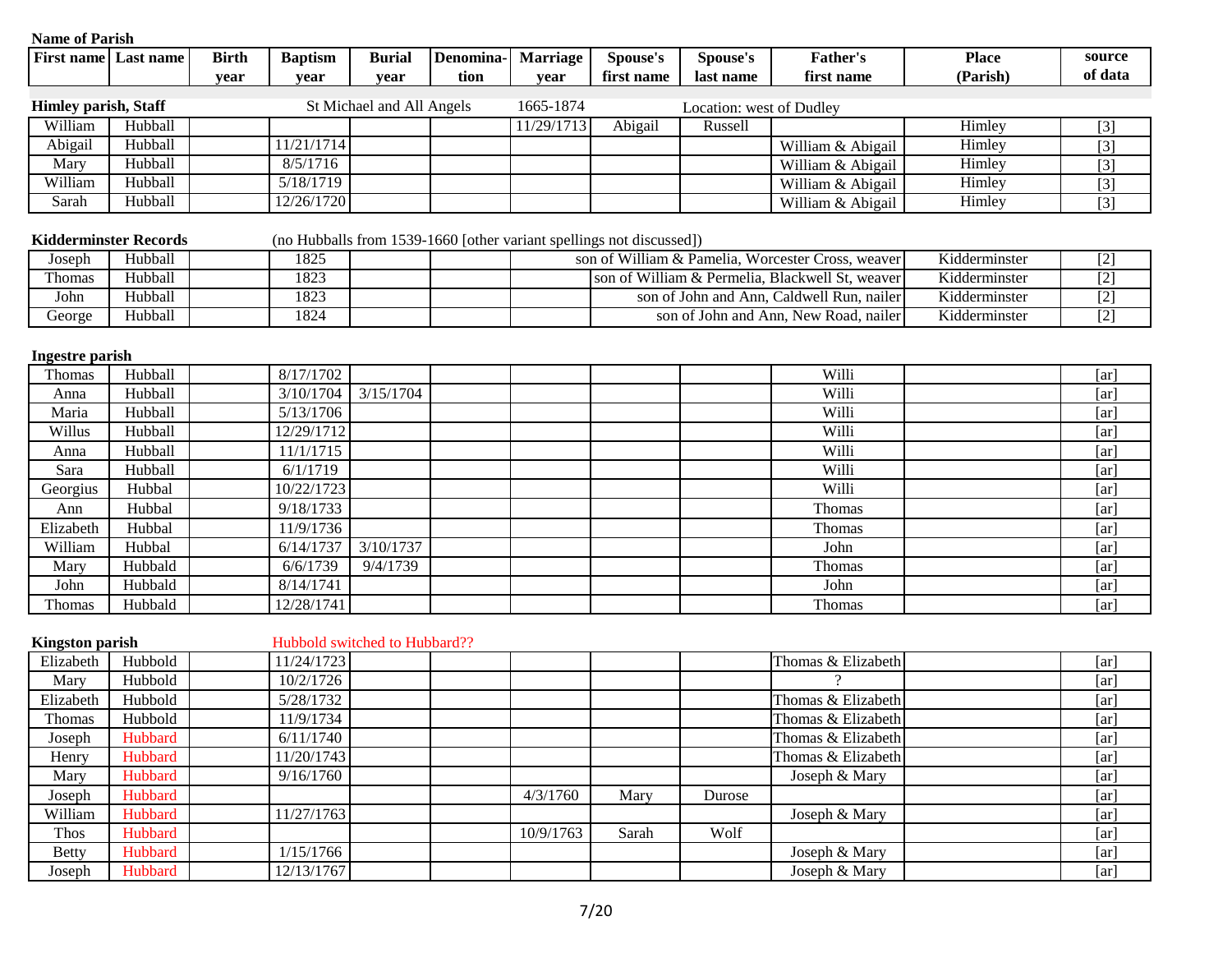**Name of Parish**

| First name | Last name | Birth year | Baptism year | Burial year | Denomination | Marriage year | Spouse's first name | Spouse's last name | Father's first name | Place (Parish) | source of data |
|---|---|---|---|---|---|---|---|---|---|---|---|
| **Himley parish, Staff** | | | St Michael and All Angels | | | 1665-1874 | | Location: west of Dudley | | | |
| William | Hubball | | | | | 11/29/1713 | Abigail | Russell | | Himley | [3] |
| Abigail | Hubball | | 11/21/1714 | | | | | | William & Abigail | Himley | [3] |
| Mary | Hubball | | 8/5/1716 | | | | | | William & Abigail | Himley | [3] |
| William | Hubball | | 5/18/1719 | | | | | | William & Abigail | Himley | [3] |
| Sarah | Hubball | | 12/26/1720 | | | | | | William & Abigail | Himley | [3] |
| **Kidderminster Records** | | | (no Hubballs from 1539-1660 [other variant spellings not discussed]) | | | | | | | | |
| Joseph | Hubball | | 1825 | | | | son of William & Pamelia, Worcester Cross, weaver | | | Kidderminster | [2] |
| Thomas | Hubball | | 1823 | | | | son of William & Permelia, Blackwell St, weaver | | | Kidderminster | [2] |
| John | Hubball | | 1823 | | | | son of John and Ann, Caldwell Run, nailer | | | Kidderminster | [2] |
| George | Hubball | | 1824 | | | | son of John and Ann, New Road, nailer | | | Kidderminster | [2] |
| **Ingestre parish** | | | | | | | | | | | |
| Thomas | Hubball | | 8/17/1702 | | | | | | Willi | | [ar] |
| Anna | Hubball | | 3/10/1704 | 3/15/1704 | | | | | Willi | | [ar] |
| Maria | Hubball | | 5/13/1706 | | | | | | Willi | | [ar] |
| Willus | Hubball | | 12/29/1712 | | | | | | Willi | | [ar] |
| Anna | Hubball | | 11/1/1715 | | | | | | Willi | | [ar] |
| Sara | Hubball | | 6/1/1719 | | | | | | Willi | | [ar] |
| Georgius | Hubbal | | 10/22/1723 | | | | | | Willi | | [ar] |
| Ann | Hubbal | | 9/18/1733 | | | | | | Thomas | | [ar] |
| Elizabeth | Hubbal | | 11/9/1736 | | | | | | Thomas | | [ar] |
| William | Hubbal | | 6/14/1737 | 3/10/1737 | | | | | John | | [ar] |
| Mary | Hubbald | | 6/6/1739 | 9/4/1739 | | | | | Thomas | | [ar] |
| John | Hubbald | | 8/14/1741 | | | | | | John | | [ar] |
| Thomas | Hubbald | | 12/28/1741 | | | | | | Thomas | | [ar] |
| **Kingston parish** | | | Hubbold switched to Hubbard?? | | | | | | | | |
| Elizabeth | Hubbold | | 11/24/1723 | | | | | | Thomas & Elizabeth | | [ar] |
| Mary | Hubbold | | 10/2/1726 | | | | | | ? | | [ar] |
| Elizabeth | Hubbold | | 5/28/1732 | | | | | | Thomas & Elizabeth | | [ar] |
| Thomas | Hubbold | | 11/9/1734 | | | | | | Thomas & Elizabeth | | [ar] |
| Joseph | Hubbard | | 6/11/1740 | | | | | | Thomas & Elizabeth | | [ar] |
| Henry | Hubbard | | 11/20/1743 | | | | | | Thomas & Elizabeth | | [ar] |
| Mary | Hubbard | | 9/16/1760 | | | | | | Joseph & Mary | | [ar] |
| Joseph | Hubbard | | | | | 4/3/1760 | Mary | Durose | | | [ar] |
| William | Hubbard | | 11/27/1763 | | | | | | Joseph & Mary | | [ar] |
| Thos | Hubbard | | | | | 10/9/1763 | Sarah | Wolf | | | [ar] |
| Betty | Hubbard | | 1/15/1766 | | | | | | Joseph & Mary | | [ar] |
| Joseph | Hubbard | | 12/13/1767 | | | | | | Joseph & Mary | | [ar] |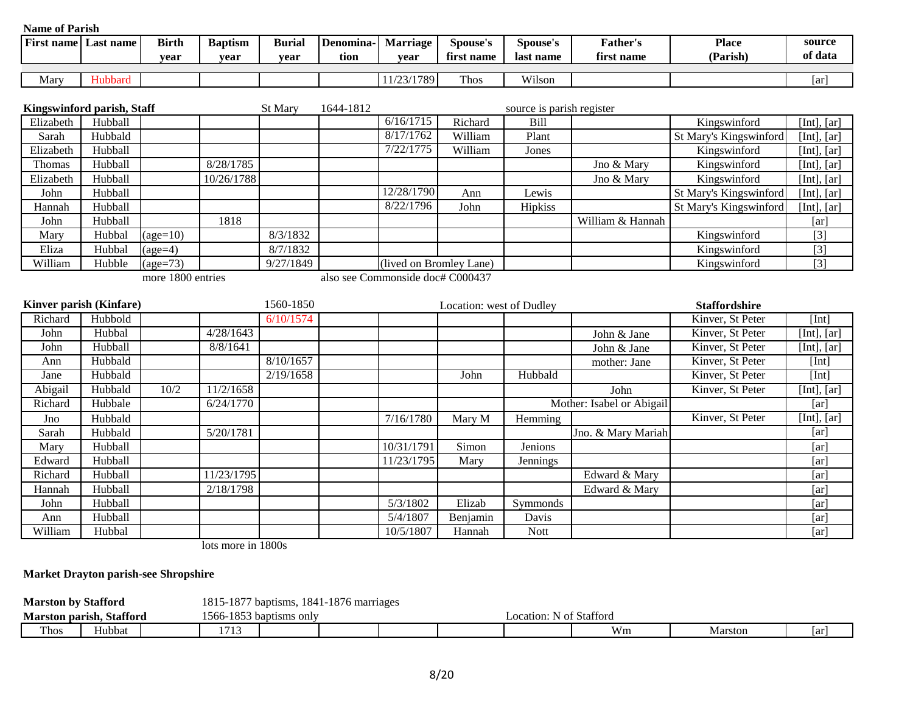**Name of Parish**

| First name | Last name | Birth year | Baptism year | Burial year | Denomination | Marriage year | Spouse's first name | Spouse's last name | Father's first name | Place (Parish) | source of data |
|---|---|---|---|---|---|---|---|---|---|---|---|
| Mary | Hubbard | | | | | 11/23/1789 | Thos | Wilson | | | [ar] |

**Kingswinford parish, Staff** — St Mary — 1644-1812 — source is parish register

| First name | Last name | Birth year | Baptism year | Burial year | Denomination | Marriage year | Spouse's first name | Spouse's last name | Father's first name | Place (Parish) | source of data |
|---|---|---|---|---|---|---|---|---|---|---|---|
| Elizabeth | Hubball | | | | | 6/16/1715 | Richard | Bill | | Kingswinford | [Int], [ar] |
| Sarah | Hubbald | | | | | 8/17/1762 | William | Plant | | St Mary's Kingswinford | [Int], [ar] |
| Elizabeth | Hubball | | | | | 7/22/1775 | William | Jones | | Kingswinford | [Int], [ar] |
| Thomas | Hubball | | 8/28/1785 | | | | | | Jno & Mary | Kingswinford | [Int], [ar] |
| Elizabeth | Hubball | | 10/26/1788 | | | | | | Jno & Mary | Kingswinford | [Int], [ar] |
| John | Hubball | | | | | 12/28/1790 | Ann | Lewis | | St Mary's Kingswinford | [Int], [ar] |
| Hannah | Hubball | | | | | 8/22/1796 | John | Hipkiss | | St Mary's Kingswinford | [Int], [ar] |
| John | Hubball | | 1818 | | | | | | William & Hannah | | [ar] |
| Mary | Hubbal | (age=10) | | 8/3/1832 | | | | | | Kingswinford | [3] |
| Eliza | Hubbal | (age=4) | | 8/7/1832 | | | | | | Kingswinford | [3] |
| William | Hubble | (age=73) | | 9/27/1849 | | (lived on Bromley Lane) | | | | Kingswinford | [3] |

more 1800 entries — also see Commonside doc# C000437

**Kinver parish (Kinfare)** — 1560-1850 — Location: west of Dudley — **Staffordshire**

| First name | Last name | Birth year | Baptism year | Burial year | Denomination | Marriage year | Spouse's first name | Spouse's last name | Father's first name | Place (Parish) | source of data |
|---|---|---|---|---|---|---|---|---|---|---|---|
| Richard | Hubbold | | | 6/10/1574 | | | | | | Kinver, St Peter | [Int] |
| John | Hubbal | | 4/28/1643 | | | | | | John & Jane | Kinver, St Peter | [Int], [ar] |
| John | Hubball | | 8/8/1641 | | | | | | John & Jane | Kinver, St Peter | [Int], [ar] |
| Ann | Hubbald | | | 8/10/1657 | | | | | mother: Jane | Kinver, St Peter | [Int] |
| Jane | Hubbald | | | 2/19/1658 | | | John | Hubbald | | Kinver, St Peter | [Int] |
| Abigail | Hubbald | 10/2 | 11/2/1658 | | | | | | John | Kinver, St Peter | [Int], [ar] |
| Richard | Hubbale | | 6/24/1770 | | | | | | Mother: Isabel or Abigail | | [ar] |
| Jno | Hubbald | | | | | 7/16/1780 | Mary M | Hemming | | Kinver, St Peter | [Int], [ar] |
| Sarah | Hubbald | | 5/20/1781 | | | | | | Jno. & Mary Mariah | | [ar] |
| Mary | Hubball | | | | | 10/31/1791 | Simon | Jenions | | | [ar] |
| Edward | Hubball | | | | | 11/23/1795 | Mary | Jennings | | | [ar] |
| Richard | Hubball | | 11/23/1795 | | | | | | Edward & Mary | | [ar] |
| Hannah | Hubball | | 2/18/1798 | | | | | | Edward & Mary | | [ar] |
| John | Hubball | | | | | 5/3/1802 | Elizab | Symmonds | | | [ar] |
| Ann | Hubball | | | | | 5/4/1807 | Benjamin | Davis | | | [ar] |
| William | Hubbal | | | | | 10/5/1807 | Hannah | Nott | | | [ar] |

lots more in 1800s

**Market Drayton parish-see Shropshire**

**Marston by Stafford** — 1815-1877 baptisms, 1841-1876 marriages

**Marston parish, Stafford** — 1566-1853 baptisms only — Location: N of Stafford

| First name | Last name | Birth year | Baptism year | Burial year | Denomination | Marriage year | Spouse's first name | Spouse's last name | Father's first name | Place (Parish) | source of data |
|---|---|---|---|---|---|---|---|---|---|---|---|
| Thos | Hubbat | | 1713 | | | | | | Wm | Marston | [ar] |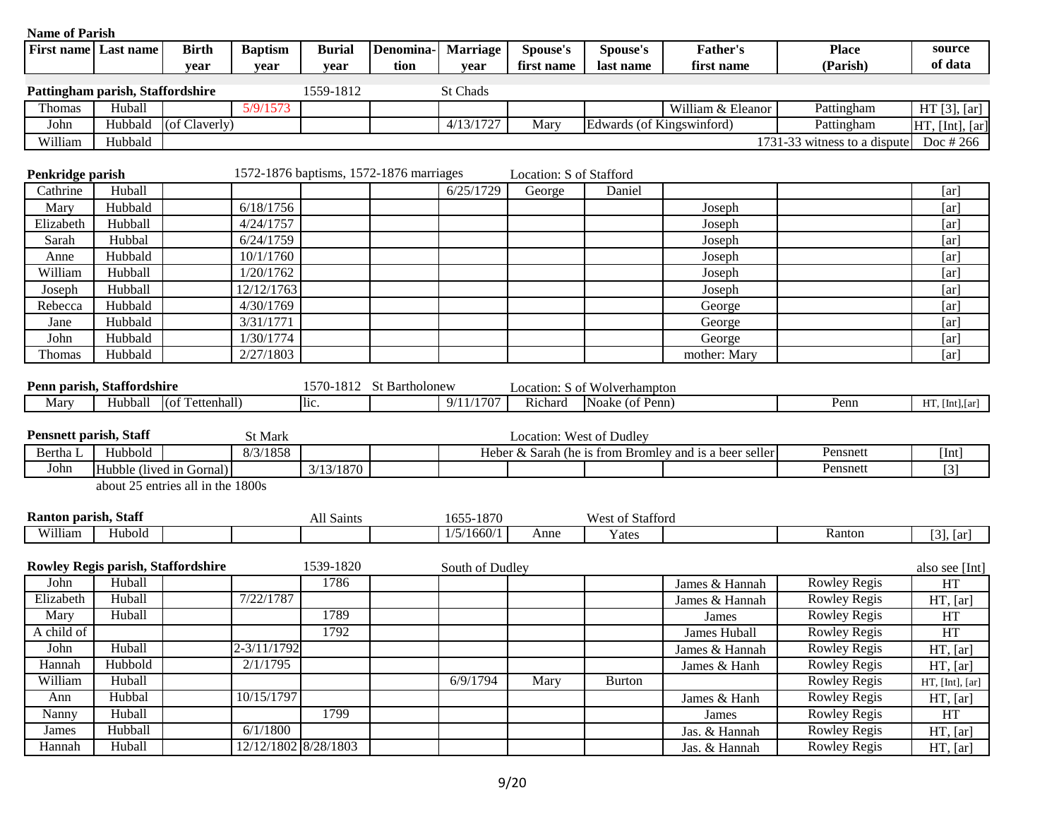**Name of Parish**

| First name | Last name | Birth year | Baptism year | Burial year | Denomination | Marriage year | Spouse's first name | Spouse's last name | Father's first name | Place (Parish) | source of data |
|---|---|---|---|---|---|---|---|---|---|---|---|
| **Pattingham parish, Staffordshire** | | | | 1559-1812 | | St Chads | | | | | |
| Thomas | Huball | | 5/9/1573 | | | | | | William & Eleanor | Pattingham | HT [3], [ar] |
| John | Hubbald | (of Claverly) | | | | 4/13/1727 | Mary | Edwards (of Kingswinford) | | Pattingham | HT, [Int], [ar] |
| William | Hubbald | | | | | | | | | 1731-33 witness to a dispute | Doc # 266 |
| **Penkridge parish** | | | 1572-1876 baptisms, 1572-1876 marriages | | | | Location: S of Stafford | | | | |
| Cathrine | Huball | | | | | 6/25/1729 | George | Daniel | | | [ar] |
| Mary | Hubbald | | 6/18/1756 | | | | | | Joseph | | [ar] |
| Elizabeth | Hubball | | 4/24/1757 | | | | | | Joseph | | [ar] |
| Sarah | Hubbal | | 6/24/1759 | | | | | | Joseph | | [ar] |
| Anne | Hubbald | | 10/1/1760 | | | | | | Joseph | | [ar] |
| William | Hubball | | 1/20/1762 | | | | | | Joseph | | [ar] |
| Joseph | Hubball | | 12/12/1763 | | | | | | Joseph | | [ar] |
| Rebecca | Hubbald | | 4/30/1769 | | | | | | George | | [ar] |
| Jane | Hubbald | | 3/31/1771 | | | | | | George | | [ar] |
| John | Hubbald | | 1/30/1774 | | | | | | George | | [ar] |
| Thomas | Hubbald | | 2/27/1803 | | | | | | mother: Mary | | [ar] |
| **Penn parish, Staffordshire** | | | | 1570-1812 | St Bartholonew | | Location: S of Wolverhampton | | | | |
| Mary | Hubball | (of Tettenhall) | | lic. | | 9/11/1707 | Richard | Noake (of Penn) | | Penn | HT, [Int],[ar] |
| **Pensnett parish, Staff** | | | St Mark | | | | Location: West of Dudley | | | | |
| Bertha L | Hubbold | | 8/3/1858 | | | | Heber & Sarah (he is from Bromley and is a beer seller | | | Pensnett | [Int] |
| John | Hubble (lived in Gornal) | | | 3/13/1870 | | | | | | Pensnett | [3] |
| | about 25 entries all in the 1800s | | | | | | | | | | |
| **Ranton parish, Staff** | | | | All Saints | | 1655-1870 | | West of Stafford | | | |
| William | Hubold | | | | | 1/5/1660/1 | Anne | Yates | | Ranton | [3], [ar] |
| **Rowley Regis parish, Staffordshire** | | | | 1539-1820 | | South of Dudley | | | | | also see [Int] |
| John | Huball | | | 1786 | | | | | James & Hannah | Rowley Regis | HT |
| Elizabeth | Huball | | 7/22/1787 | | | | | | James & Hannah | Rowley Regis | HT, [ar] |
| Mary | Huball | | | 1789 | | | | | James | Rowley Regis | HT |
| A child of | | | | 1792 | | | | | James Huball | Rowley Regis | HT |
| John | Huball | | 2-3/11/1792 | | | | | | James & Hannah | Rowley Regis | HT, [ar] |
| Hannah | Hubbold | | 2/1/1795 | | | | | | James & Hanh | Rowley Regis | HT, [ar] |
| William | Huball | | | | | 6/9/1794 | Mary | Burton | | Rowley Regis | HT, [Int], [ar] |
| Ann | Hubbal | | 10/15/1797 | | | | | | James & Hanh | Rowley Regis | HT, [ar] |
| Nanny | Huball | | | 1799 | | | | | James | Rowley Regis | HT |
| James | Hubball | | 6/1/1800 | | | | | | Jas. & Hannah | Rowley Regis | HT, [ar] |
| Hannah | Huball | | 12/12/1802 | 8/28/1803 | | | | | Jas. & Hannah | Rowley Regis | HT, [ar] |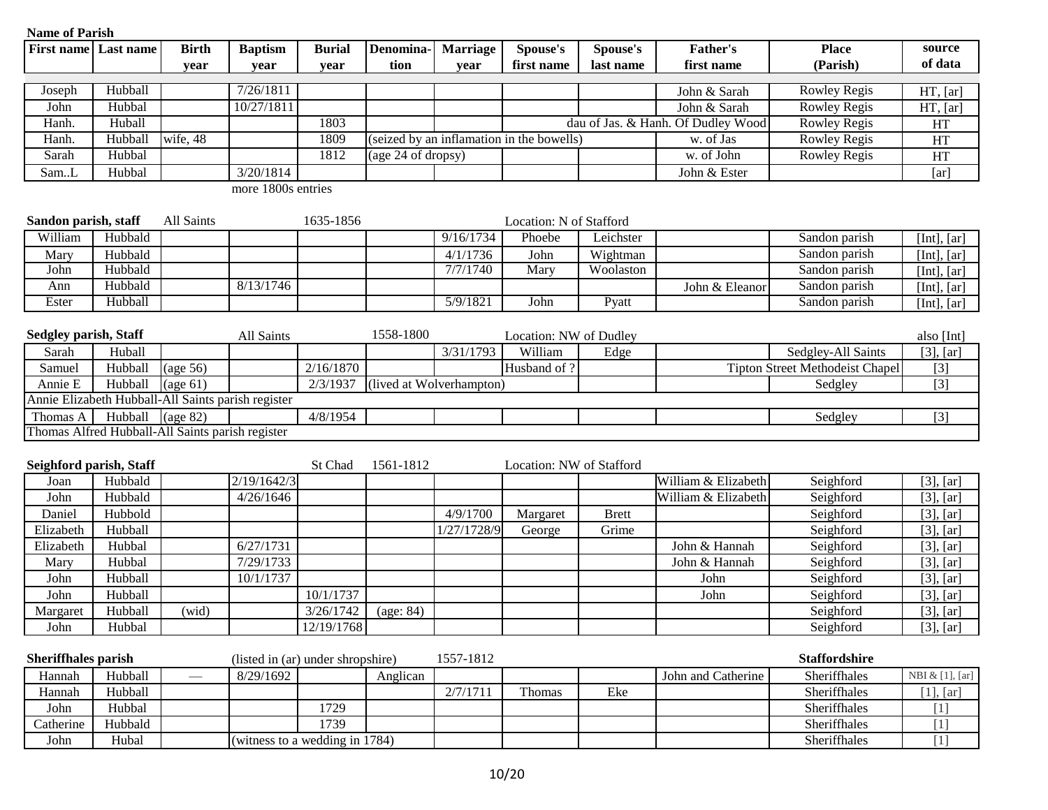**Name of Parish**

| First name | Last name | Birth year | Baptism year | Burial year | Denomination | Marriage year | Spouse's first name | Spouse's last name | Father's first name | Place (Parish) | source of data |
|---|---|---|---|---|---|---|---|---|---|---|---|
| Joseph | Hubball | | 7/26/1811 | | | | | | John & Sarah | Rowley Regis | HT, [ar] |
| John | Hubbal | | 10/27/1811 | | | | | | John & Sarah | Rowley Regis | HT, [ar] |
| Hanh. | Huball | | | 1803 | | | dau of Jas. & Hanh. Of Dudley Wood | | | Rowley Regis | HT |
| Hanh. | Hubball | wife, 48 | | 1809 | (seized by an inflamation in the bowells) | | | | w. of Jas | Rowley Regis | HT |
| Sarah | Hubbal | | | 1812 | (age 24 of dropsy) | | | | w. of John | Rowley Regis | HT |
| Sam..L | Hubbal | | 3/20/1814 | | | | | | John & Ester | | [ar] |

more 1800s entries

**Sandon parish, staff** — All Saints — 1635-1856 — Location: N of Stafford

| First name | Last name | Birth year | Baptism year | Burial year | Denomination | Marriage year | Spouse's first name | Spouse's last name | Father's first name | Place (Parish) | source of data |
|---|---|---|---|---|---|---|---|---|---|---|---|
| William | Hubbald | | | | | 9/16/1734 | Phoebe | Leichster | | Sandon parish | [Int], [ar] |
| Mary | Hubbald | | | | | 4/1/1736 | John | Wightman | | Sandon parish | [Int], [ar] |
| John | Hubbald | | | | | 7/7/1740 | Mary | Woolaston | | Sandon parish | [Int], [ar] |
| Ann | Hubbald | | 8/13/1746 | | | | | | John & Eleanor | Sandon parish | [Int], [ar] |
| Ester | Hubball | | | | | 5/9/1821 | John | Pyatt | | Sandon parish | [Int], [ar] |

**Sedgley parish, Staff** — All Saints — 1558-1800 — Location: NW of Dudley — also [Int]

| First name | Last name | Birth year | Baptism year | Burial year | Denomination | Marriage year | Spouse's first name | Spouse's last name | Father's first name | Place (Parish) | source of data |
|---|---|---|---|---|---|---|---|---|---|---|---|
| Sarah | Huball | | | | | 3/31/1793 | William | Edge | | Sedgley-All Saints | [3], [ar] |
| Samuel | Hubball | (age 56) | | 2/16/1870 | | | Husband of ? | | | Tipton Street Methodeist Chapel | [3] |
| Annie E | Hubball | (age 61) | | 2/3/1937 | (lived at Wolverhampton) | | | | | Sedgley | [3] |
| Annie Elizabeth Hubball-All Saints parish register | | | | | | | | | | | |
| Thomas A | Hubball | (age 82) | | 4/8/1954 | | | | | | Sedgley | [3] |
| Thomas Alfred Hubball-All Saints parish register | | | | | | | | | | | |

**Seighford parish, Staff** — St Chad — 1561-1812 — Location: NW of Stafford

| First name | Last name | Birth year | Baptism year | Burial year | Denomination | Marriage year | Spouse's first name | Spouse's last name | Father's first name | Place (Parish) | source of data |
|---|---|---|---|---|---|---|---|---|---|---|---|
| Joan | Hubbald | | 2/19/1642/3 | | | | | | William & Elizabeth | Seighford | [3], [ar] |
| John | Hubbald | | 4/26/1646 | | | | | | William & Elizabeth | Seighford | [3], [ar] |
| Daniel | Hubbold | | | | | 4/9/1700 | Margaret | Brett | | Seighford | [3], [ar] |
| Elizabeth | Hubball | | | | | 1/27/1728/9 | George | Grime | | Seighford | [3], [ar] |
| Elizabeth | Hubbal | | 6/27/1731 | | | | | | John & Hannah | Seighford | [3], [ar] |
| Mary | Hubbal | | 7/29/1733 | | | | | | John & Hannah | Seighford | [3], [ar] |
| John | Hubball | | 10/1/1737 | | | | | | John | Seighford | [3], [ar] |
| John | Hubball | | | 10/1/1737 | | | | | John | Seighford | [3], [ar] |
| Margaret | Hubball | (wid) | | 3/26/1742 | (age: 84) | | | | | Seighford | [3], [ar] |
| John | Hubbal | | | 12/19/1768 | | | | | | Seighford | [3], [ar] |

**Sheriffhales parish** — (listed in (ar) under shropshire) — 1557-1812 — **Staffordshire**

| First name | Last name | Birth year | Baptism year | Burial year | Denomination | Marriage year | Spouse's first name | Spouse's last name | Father's first name | Place (Parish) | source of data |
|---|---|---|---|---|---|---|---|---|---|---|---|
| Hannah | Hubball | — | 8/29/1692 | | Anglican | | | | John and Catherine | Sheriffhales | NBI & [1], [ar] |
| Hannah | Hubball | | | | | 2/7/1711 | Thomas | Eke | | Sheriffhales | [1], [ar] |
| John | Hubbal | | | 1729 | | | | | | Sheriffhales | [1] |
| Catherine | Hubbald | | | 1739 | | | | | | Sheriffhales | [1] |
| John | Hubal | | (witness to a wedding in 1784) | | | | | | | Sheriffhales | [1] |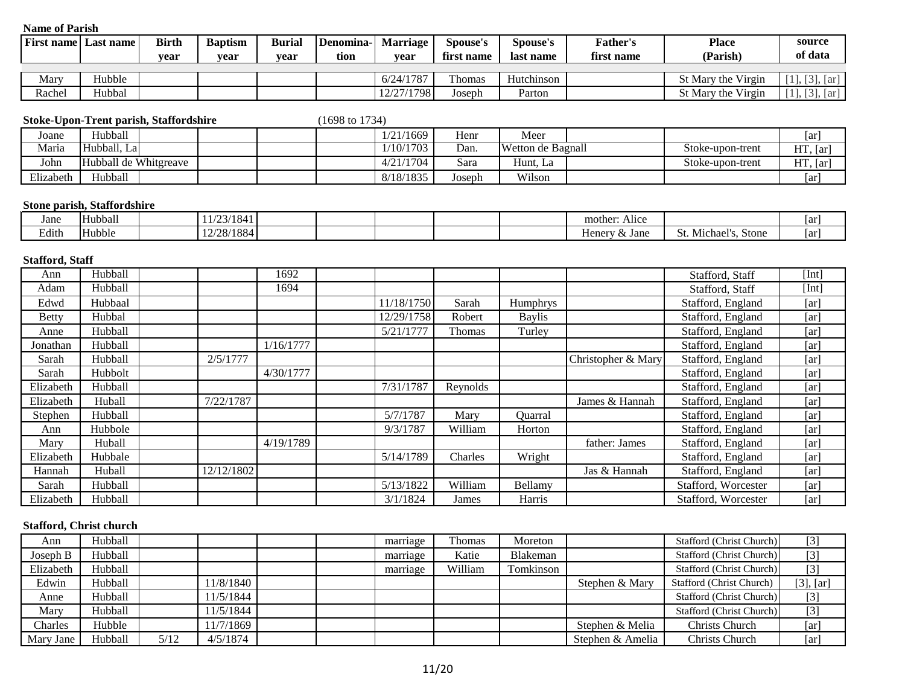**Name of Parish**

| First name | Last name | Birth year | Baptism year | Burial year | Denomination | Marriage year | Spouse's first name | Spouse's last name | Father's first name | Place (Parish) | source of data |
|---|---|---|---|---|---|---|---|---|---|---|---|
| Mary | Hubble | | | | | 6/24/1787 | Thomas | Hutchinson | | St Mary the Virgin | [1], [3], [ar] |
| Rachel | Hubbal | | | | | 12/27/1798 | Joseph | Parton | | St Mary the Virgin | [1], [3], [ar] |

**Stoke-Upon-Trent parish, Staffordshire** (1698 to 1734)

| First name | Last name | Birth year | Baptism year | Burial year | Denomination | Marriage year | Spouse's first name | Spouse's last name | Father's first name | Place (Parish) | source of data |
|---|---|---|---|---|---|---|---|---|---|---|---|
| Joane | Hubball | | | | | 1/21/1669 | Henr | Meer | | | [ar] |
| Maria | Hubball, La | | | | | 1/10/1703 | Dan. | Wetton de Bagnall | | Stoke-upon-trent | HT, [ar] |
| John | Hubball de Whitgreave | | | | | 4/21/1704 | Sara | Hunt, La | | Stoke-upon-trent | HT, [ar] |
| Elizabeth | Hubball | | | | | 8/18/1835 | Joseph | Wilson | | | [ar] |

**Stone parish, Staffordshire**

| First name | Last name | Birth year | Baptism year | Burial year | Denomination | Marriage year | Spouse's first name | Spouse's last name | Father's first name | Place (Parish) | source of data |
|---|---|---|---|---|---|---|---|---|---|---|---|
| Jane | Hubball | | 11/23/1841 | | | | | | mother: Alice | | [ar] |
| Edith | Hubble | | 12/28/1884 | | | | | | Henery & Jane | St. Michael's, Stone | [ar] |

**Stafford, Staff**

| First name | Last name | Birth year | Baptism year | Burial year | Denomination | Marriage year | Spouse's first name | Spouse's last name | Father's first name | Place (Parish) | source of data |
|---|---|---|---|---|---|---|---|---|---|---|---|
| Ann | Hubball | | | 1692 | | | | | | Stafford, Staff | [Int] |
| Adam | Hubball | | | 1694 | | | | | | Stafford, Staff | [Int] |
| Edwd | Hubbaal | | | | | 11/18/1750 | Sarah | Humphrys | | Stafford, England | [ar] |
| Betty | Hubbal | | | | | 12/29/1758 | Robert | Baylis | | Stafford, England | [ar] |
| Anne | Hubball | | | | | 5/21/1777 | Thomas | Turley | | Stafford, England | [ar] |
| Jonathan | Hubball | | | 1/16/1777 | | | | | | Stafford, England | [ar] |
| Sarah | Hubball | | 2/5/1777 | | | | | | Christopher & Mary | Stafford, England | [ar] |
| Sarah | Hubbolt | | | 4/30/1777 | | | | | | Stafford, England | [ar] |
| Elizabeth | Hubball | | | | | 7/31/1787 | Reynolds | | | Stafford, England | [ar] |
| Elizabeth | Huball | | 7/22/1787 | | | | | | James & Hannah | Stafford, England | [ar] |
| Stephen | Hubball | | | | | 5/7/1787 | Mary | Quarral | | Stafford, England | [ar] |
| Ann | Hubbole | | | | | 9/3/1787 | William | Horton | | Stafford, England | [ar] |
| Mary | Huball | | | 4/19/1789 | | | | | father: James | Stafford, England | [ar] |
| Elizabeth | Hubbale | | | | | 5/14/1789 | Charles | Wright | | Stafford, England | [ar] |
| Hannah | Huball | | 12/12/1802 | | | | | | Jas & Hannah | Stafford, England | [ar] |
| Sarah | Hubball | | | | | 5/13/1822 | William | Bellamy | | Stafford, Worcester | [ar] |
| Elizabeth | Hubball | | | | | 3/1/1824 | James | Harris | | Stafford, Worcester | [ar] |

**Stafford, Christ church**

| First name | Last name | Birth year | Baptism year | Burial year | Denomination | Marriage year | Spouse's first name | Spouse's last name | Father's first name | Place (Parish) | source of data |
|---|---|---|---|---|---|---|---|---|---|---|---|
| Ann | Hubball | | | | | marriage | Thomas | Moreton | | Stafford (Christ Church) | [3] |
| Joseph B | Hubball | | | | | marriage | Katie | Blakeman | | Stafford (Christ Church) | [3] |
| Elizabeth | Hubball | | | | | marriage | William | Tomkinson | | Stafford (Christ Church) | [3] |
| Edwin | Hubball | | 11/8/1840 | | | | | | Stephen & Mary | Stafford (Christ Church) | [3], [ar] |
| Anne | Hubball | | 11/5/1844 | | | | | | | Stafford (Christ Church) | [3] |
| Mary | Hubball | | 11/5/1844 | | | | | | | Stafford (Christ Church) | [3] |
| Charles | Hubble | | 11/7/1869 | | | | | | Stephen & Melia | Christs Church | [ar] |
| Mary Jane | Hubball | 5/12 | 4/5/1874 | | | | | | Stephen & Amelia | Christs Church | [ar] |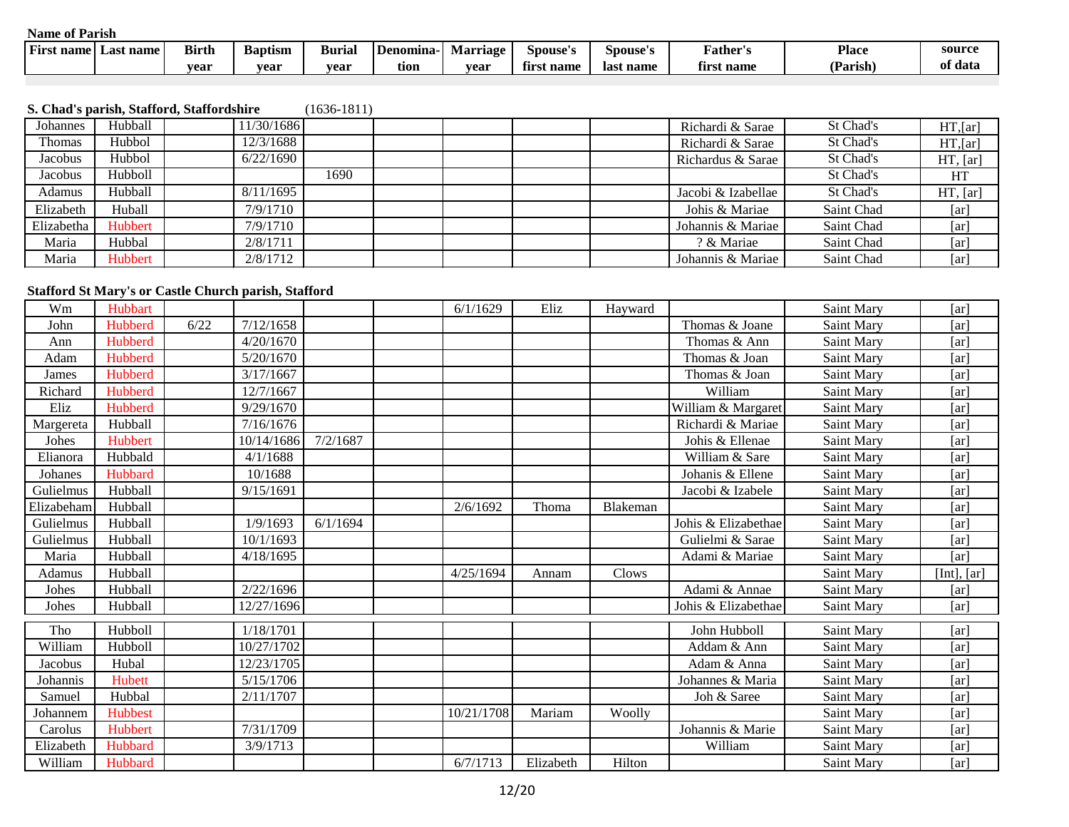**Name of Parish**

| First name | Last name | Birth year | Baptism year | Burial year | Denomination | Marriage year | Spouse's first name | Spouse's last name | Father's first name | Place (Parish) | source of data |
|---|---|---|---|---|---|---|---|---|---|---|---|

**S. Chad's parish, Stafford, Staffordshire** (1636-1811)

| First name | Last name | Birth year | Baptism year | Burial year | Denomination | Marriage year | Spouse's first name | Spouse's last name | Father's first name | Place (Parish) | source of data |
|---|---|---|---|---|---|---|---|---|---|---|---|
| Johannes | Hubball | | 11/30/1686 | | | | | | Richardi & Sarae | St Chad's | HT,[ar] |
| Thomas | Hubbol | | 12/3/1688 | | | | | | Richardi & Sarae | St Chad's | HT,[ar] |
| Jacobus | Hubbol | | 6/22/1690 | | | | | | Richardus & Sarae | St Chad's | HT, [ar] |
| Jacobus | Hubboll | | | 1690 | | | | | | St Chad's | HT |
| Adamus | Hubball | | 8/11/1695 | | | | | | Jacobi & Izabellae | St Chad's | HT, [ar] |
| Elizabeth | Huball | | 7/9/1710 | | | | | | Johis & Mariae | Saint Chad | [ar] |
| Elizabetha | Hubbert | | 7/9/1710 | | | | | | Johannis & Mariae | Saint Chad | [ar] |
| Maria | Hubbal | | 2/8/1711 | | | | | | ? & Mariae | Saint Chad | [ar] |
| Maria | Hubbert | | 2/8/1712 | | | | | | Johannis & Mariae | Saint Chad | [ar] |

**Stafford St Mary's or Castle Church parish, Stafford**

| First name | Last name | Birth year | Baptism year | Burial year | Denomination | Marriage year | Spouse's first name | Spouse's last name | Father's first name | Place (Parish) | source of data |
|---|---|---|---|---|---|---|---|---|---|---|---|
| Wm | Hubbart | | | | | 6/1/1629 | Eliz | Hayward | | Saint Mary | [ar] |
| John | Hubberd | 6/22 | 7/12/1658 | | | | | | Thomas & Joane | Saint Mary | [ar] |
| Ann | Hubberd | | 4/20/1670 | | | | | | Thomas & Ann | Saint Mary | [ar] |
| Adam | Hubberd | | 5/20/1670 | | | | | | Thomas & Joan | Saint Mary | [ar] |
| James | Hubberd | | 3/17/1667 | | | | | | Thomas & Joan | Saint Mary | [ar] |
| Richard | Hubberd | | 12/7/1667 | | | | | | William | Saint Mary | [ar] |
| Eliz | Hubberd | | 9/29/1670 | | | | | | William & Margaret | Saint Mary | [ar] |
| Margereta | Hubball | | 7/16/1676 | | | | | | Richardi & Mariae | Saint Mary | [ar] |
| Johes | Hubbert | | 10/14/1686 | 7/2/1687 | | | | | Johis & Ellenae | Saint Mary | [ar] |
| Elianora | Hubbald | | 4/1/1688 | | | | | | William & Sare | Saint Mary | [ar] |
| Johanes | Hubbard | | 10/1688 | | | | | | Johanis & Ellene | Saint Mary | [ar] |
| Gulielmus | Hubball | | 9/15/1691 | | | | | | Jacobi & Izabele | Saint Mary | [ar] |
| Elizabeham | Hubball | | | | | 2/6/1692 | Thoma | Blakeman | | Saint Mary | [ar] |
| Gulielmus | Hubball | | 1/9/1693 | 6/1/1694 | | | | | Johis & Elizabethae | Saint Mary | [ar] |
| Gulielmus | Hubball | | 10/1/1693 | | | | | | Gulielmi & Sarae | Saint Mary | [ar] |
| Maria | Hubball | | 4/18/1695 | | | | | | Adami & Mariae | Saint Mary | [ar] |
| Adamus | Hubball | | | | | 4/25/1694 | Annam | Clows | | Saint Mary | [Int], [ar] |
| Johes | Hubball | | 2/22/1696 | | | | | | Adami & Annae | Saint Mary | [ar] |
| Johes | Hubball | | 12/27/1696 | | | | | | Johis & Elizabethae | Saint Mary | [ar] |
| Tho | Hubboll | | 1/18/1701 | | | | | | John Hubboll | Saint Mary | [ar] |
| William | Hubboll | | 10/27/1702 | | | | | | Addam & Ann | Saint Mary | [ar] |
| Jacobus | Hubal | | 12/23/1705 | | | | | | Adam & Anna | Saint Mary | [ar] |
| Johannis | Hubett | | 5/15/1706 | | | | | | Johannes & Maria | Saint Mary | [ar] |
| Samuel | Hubbal | | 2/11/1707 | | | | | | Joh & Saree | Saint Mary | [ar] |
| Johannem | Hubbest | | | | | 10/21/1708 | Mariam | Woolly | | Saint Mary | [ar] |
| Carolus | Hubbert | | 7/31/1709 | | | | | | Johannis & Marie | Saint Mary | [ar] |
| Elizabeth | Hubbard | | 3/9/1713 | | | | | | William | Saint Mary | [ar] |
| William | Hubbard | | | | | 6/7/1713 | Elizabeth | Hilton | | Saint Mary | [ar] |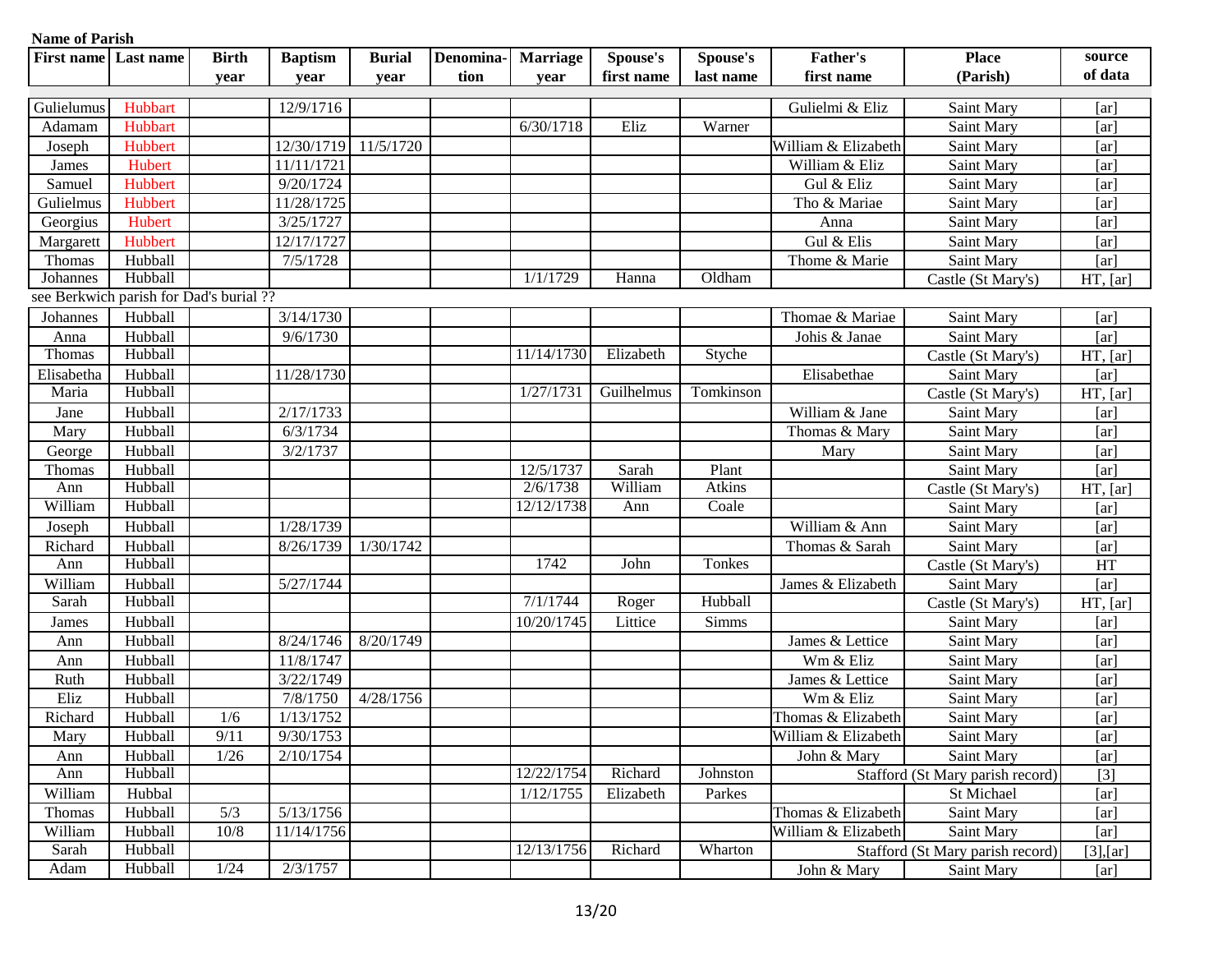**Name of Parish**

| First name | Last name | Birth year | Baptism year | Burial year | Denomination | Marriage year | Spouse's first name | Spouse's last name | Father's first name | Place (Parish) | source of data |
|---|---|---|---|---|---|---|---|---|---|---|---|
| Gulielumus | Hubbart | | 12/9/1716 | | | | | | Gulielmi & Eliz | Saint Mary | [ar] |
| Adamam | Hubbart | | | | | 6/30/1718 | Eliz | Warner | | Saint Mary | [ar] |
| Joseph | Hubbert | | 12/30/1719 | 11/5/1720 | | | | | William & Elizabeth | Saint Mary | [ar] |
| James | Hubert | | 11/11/1721 | | | | | | William & Eliz | Saint Mary | [ar] |
| Samuel | Hubbert | | 9/20/1724 | | | | | | Gul & Eliz | Saint Mary | [ar] |
| Gulielmus | Hubbert | | 11/28/1725 | | | | | | Tho & Mariae | Saint Mary | [ar] |
| Georgius | Hubert | | 3/25/1727 | | | | | | Anna | Saint Mary | [ar] |
| Margarett | Hubbert | | 12/17/1727 | | | | | | Gul & Elis | Saint Mary | [ar] |
| Thomas | Hubball | | 7/5/1728 | | | | | | Thome & Marie | Saint Mary | [ar] |
| Johannes | Hubball | | | | | 1/1/1729 | Hanna | Oldham | | Castle (St Mary's) | HT, [ar] |
| see Berkwich parish for Dad's burial ?? | | | | | | | | | | | |
| Johannes | Hubball | | 3/14/1730 | | | | | | Thomae & Mariae | Saint Mary | [ar] |
| Anna | Hubball | | 9/6/1730 | | | | | | Johis & Janae | Saint Mary | [ar] |
| Thomas | Hubball | | | | | 11/14/1730 | Elizabeth | Styche | | Castle (St Mary's) | HT, [ar] |
| Elisabetha | Hubball | | 11/28/1730 | | | | | | Elisabethae | Saint Mary | [ar] |
| Maria | Hubball | | | | | 1/27/1731 | Guilhelmus | Tomkinson | | Castle (St Mary's) | HT, [ar] |
| Jane | Hubball | | 2/17/1733 | | | | | | William & Jane | Saint Mary | [ar] |
| Mary | Hubball | | 6/3/1734 | | | | | | Thomas & Mary | Saint Mary | [ar] |
| George | Hubball | | 3/2/1737 | | | | | | Mary | Saint Mary | [ar] |
| Thomas | Hubball | | | | | 12/5/1737 | Sarah | Plant | | Saint Mary | [ar] |
| Ann | Hubball | | | | | 2/6/1738 | William | Atkins | | Castle (St Mary's) | HT, [ar] |
| William | Hubball | | | | | 12/12/1738 | Ann | Coale | | Saint Mary | [ar] |
| Joseph | Hubball | | 1/28/1739 | | | | | | William & Ann | Saint Mary | [ar] |
| Richard | Hubball | | 8/26/1739 | 1/30/1742 | | | | | Thomas & Sarah | Saint Mary | [ar] |
| Ann | Hubball | | | | | 1742 | John | Tonkes | | Castle (St Mary's) | HT |
| William | Hubball | | 5/27/1744 | | | | | | James & Elizabeth | Saint Mary | [ar] |
| Sarah | Hubball | | | | | 7/1/1744 | Roger | Hubball | | Castle (St Mary's) | HT, [ar] |
| James | Hubball | | | | | 10/20/1745 | Littice | Simms | | Saint Mary | [ar] |
| Ann | Hubball | | 8/24/1746 | 8/20/1749 | | | | | James & Lettice | Saint Mary | [ar] |
| Ann | Hubball | | 11/8/1747 | | | | | | Wm & Eliz | Saint Mary | [ar] |
| Ruth | Hubball | | 3/22/1749 | | | | | | James & Lettice | Saint Mary | [ar] |
| Eliz | Hubball | | 7/8/1750 | 4/28/1756 | | | | | Wm & Eliz | Saint Mary | [ar] |
| Richard | Hubball | 1/6 | 1/13/1752 | | | | | | Thomas & Elizabeth | Saint Mary | [ar] |
| Mary | Hubball | 9/11 | 9/30/1753 | | | | | | William & Elizabeth | Saint Mary | [ar] |
| Ann | Hubball | 1/26 | 2/10/1754 | | | | | | John & Mary | Saint Mary | [ar] |
| Ann | Hubball | | | | | 12/22/1754 | Richard | Johnston | | Stafford (St Mary parish record) | [3] |
| William | Hubbal | | | | | 1/12/1755 | Elizabeth | Parkes | | St Michael | [ar] |
| Thomas | Hubball | 5/3 | 5/13/1756 | | | | | | Thomas & Elizabeth | Saint Mary | [ar] |
| William | Hubball | 10/8 | 11/14/1756 | | | | | | William & Elizabeth | Saint Mary | [ar] |
| Sarah | Hubball | | | | | 12/13/1756 | Richard | Wharton | | Stafford (St Mary parish record) | [3],[ar] |
| Adam | Hubball | 1/24 | 2/3/1757 | | | | | | John & Mary | Saint Mary | [ar] |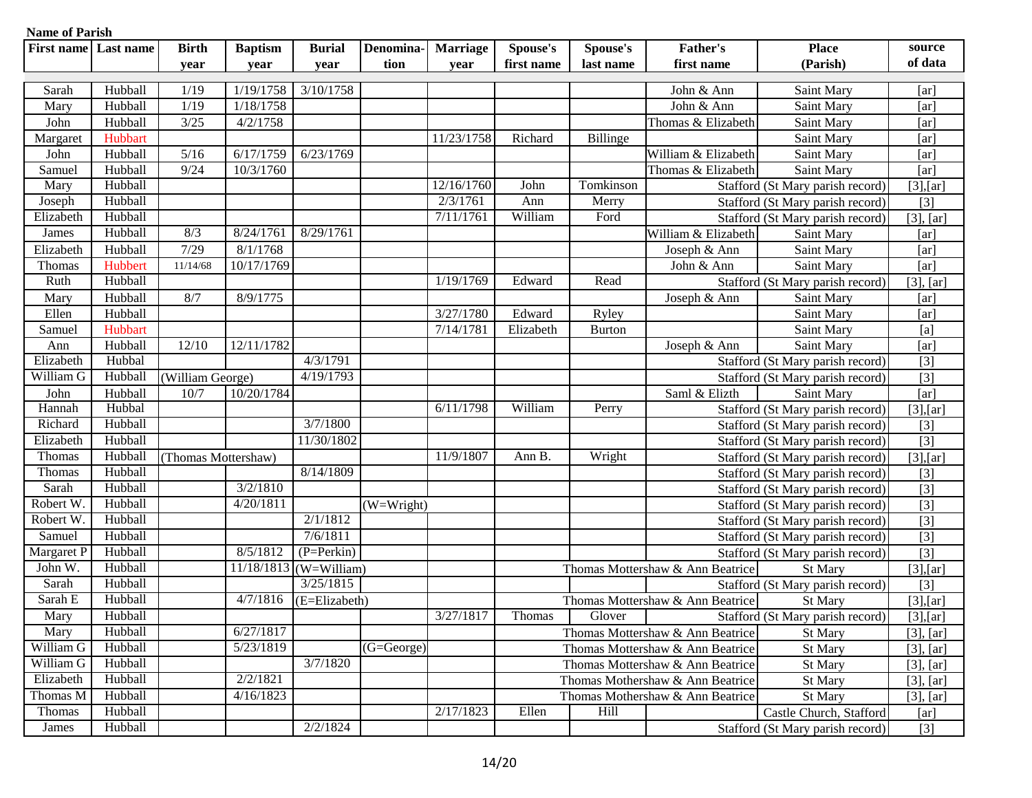**Name of Parish**

| First name | Last name | Birth year | Baptism year | Burial year | Denomination | Marriage year | Spouse's first name | Spouse's last name | Father's first name | Place (Parish) | source of data |
|---|---|---|---|---|---|---|---|---|---|---|---|
| Sarah | Hubball | 1/19 | 1/19/1758 | 3/10/1758 | | | | | John & Ann | Saint Mary | [ar] |
| Mary | Hubball | 1/19 | 1/18/1758 | | | | | | John & Ann | Saint Mary | [ar] |
| John | Hubball | 3/25 | 4/2/1758 | | | | | | Thomas & Elizabeth | Saint Mary | [ar] |
| Margaret | Hubbart | | | | | 11/23/1758 | Richard | Billinge | | Saint Mary | [ar] |
| John | Hubball | 5/16 | 6/17/1759 | 6/23/1769 | | | | | William & Elizabeth | Saint Mary | [ar] |
| Samuel | Hubball | 9/24 | 10/3/1760 | | | | | | Thomas & Elizabeth | Saint Mary | [ar] |
| Mary | Hubball | | | | | 12/16/1760 | John | Tomkinson | | Stafford (St Mary parish record) | [3],[ar] |
| Joseph | Hubball | | | | | 2/3/1761 | Ann | Merry | | Stafford (St Mary parish record) | [3] |
| Elizabeth | Hubball | | | | | 7/11/1761 | William | Ford | | Stafford (St Mary parish record) | [3], [ar] |
| James | Hubball | 8/3 | 8/24/1761 | 8/29/1761 | | | | | William & Elizabeth | Saint Mary | [ar] |
| Elizabeth | Hubball | 7/29 | 8/1/1768 | | | | | | Joseph & Ann | Saint Mary | [ar] |
| Thomas | Hubbert | 11/14/68 | 10/17/1769 | | | | | | John & Ann | Saint Mary | [ar] |
| Ruth | Hubball | | | | | 1/19/1769 | Edward | Read | | Stafford (St Mary parish record) | [3], [ar] |
| Mary | Hubball | 8/7 | 8/9/1775 | | | | | | Joseph & Ann | Saint Mary | [ar] |
| Ellen | Hubball | | | | | 3/27/1780 | Edward | Ryley | | Saint Mary | [ar] |
| Samuel | Hubbart | | | | | 7/14/1781 | Elizabeth | Burton | | Saint Mary | [a] |
| Ann | Hubball | 12/10 | 12/11/1782 | | | | | | Joseph & Ann | Saint Mary | [ar] |
| Elizabeth | Hubbal | | | 4/3/1791 | | | | | | Stafford (St Mary parish record) | [3] |
| William G | Hubball | (William George) | | 4/19/1793 | | | | | | Stafford (St Mary parish record) | [3] |
| John | Hubball | 10/7 | 10/20/1784 | | | | | | Saml & Elizth | Saint Mary | [ar] |
| Hannah | Hubbal | | | | | 6/11/1798 | William | Perry | | Stafford (St Mary parish record) | [3],[ar] |
| Richard | Hubball | | | 3/7/1800 | | | | | | Stafford (St Mary parish record) | [3] |
| Elizabeth | Hubball | | | 11/30/1802 | | | | | | Stafford (St Mary parish record) | [3] |
| Thomas | Hubball | (Thomas Mottershaw) | | | | 11/9/1807 | Ann B. | Wright | | Stafford (St Mary parish record) | [3],[ar] |
| Thomas | Hubball | | | 8/14/1809 | | | | | | Stafford (St Mary parish record) | [3] |
| Sarah | Hubball | | 3/2/1810 | | | | | | | Stafford (St Mary parish record) | [3] |
| Robert W. | Hubball | | 4/20/1811 | | (W=Wright) | | | | | Stafford (St Mary parish record) | [3] |
| Robert W. | Hubball | | | 2/1/1812 | | | | | | Stafford (St Mary parish record) | [3] |
| Samuel | Hubball | | | 7/6/1811 | | | | | | Stafford (St Mary parish record) | [3] |
| Margaret P | Hubball | | 8/5/1812 | (P=Perkin) | | | | | | Stafford (St Mary parish record) | [3] |
| John W. | Hubball | | 11/18/1813 | (W=William) | | | | | Thomas Mottershaw & Ann Beatrice | St Mary | [3],[ar] |
| Sarah | Hubball | | | 3/25/1815 | | | | | | Stafford (St Mary parish record) | [3] |
| Sarah E | Hubball | | 4/7/1816 | (E=Elizabeth) | | | | | Thomas Mottershaw & Ann Beatrice | St Mary | [3],[ar] |
| Mary | Hubball | | | | | 3/27/1817 | Thomas | Glover | | Stafford (St Mary parish record) | [3],[ar] |
| Mary | Hubball | | 6/27/1817 | | | | | | Thomas Mottershaw & Ann Beatrice | St Mary | [3], [ar] |
| William G | Hubball | | 5/23/1819 | | (G=George) | | | | Thomas Mottershaw & Ann Beatrice | St Mary | [3], [ar] |
| William G | Hubball | | | 3/7/1820 | | | | | Thomas Mottershaw & Ann Beatrice | St Mary | [3], [ar] |
| Elizabeth | Hubball | | 2/2/1821 | | | | | | Thomas Mothershaw & Ann Beatrice | St Mary | [3], [ar] |
| Thomas M | Hubball | | 4/16/1823 | | | | | | Thomas Mothershaw & Ann Beatrice | St Mary | [3], [ar] |
| Thomas | Hubball | | | | | 2/17/1823 | Ellen | Hill | | Castle Church, Stafford | [ar] |
| James | Hubball | | | 2/2/1824 | | | | | | Stafford (St Mary parish record) | [3] |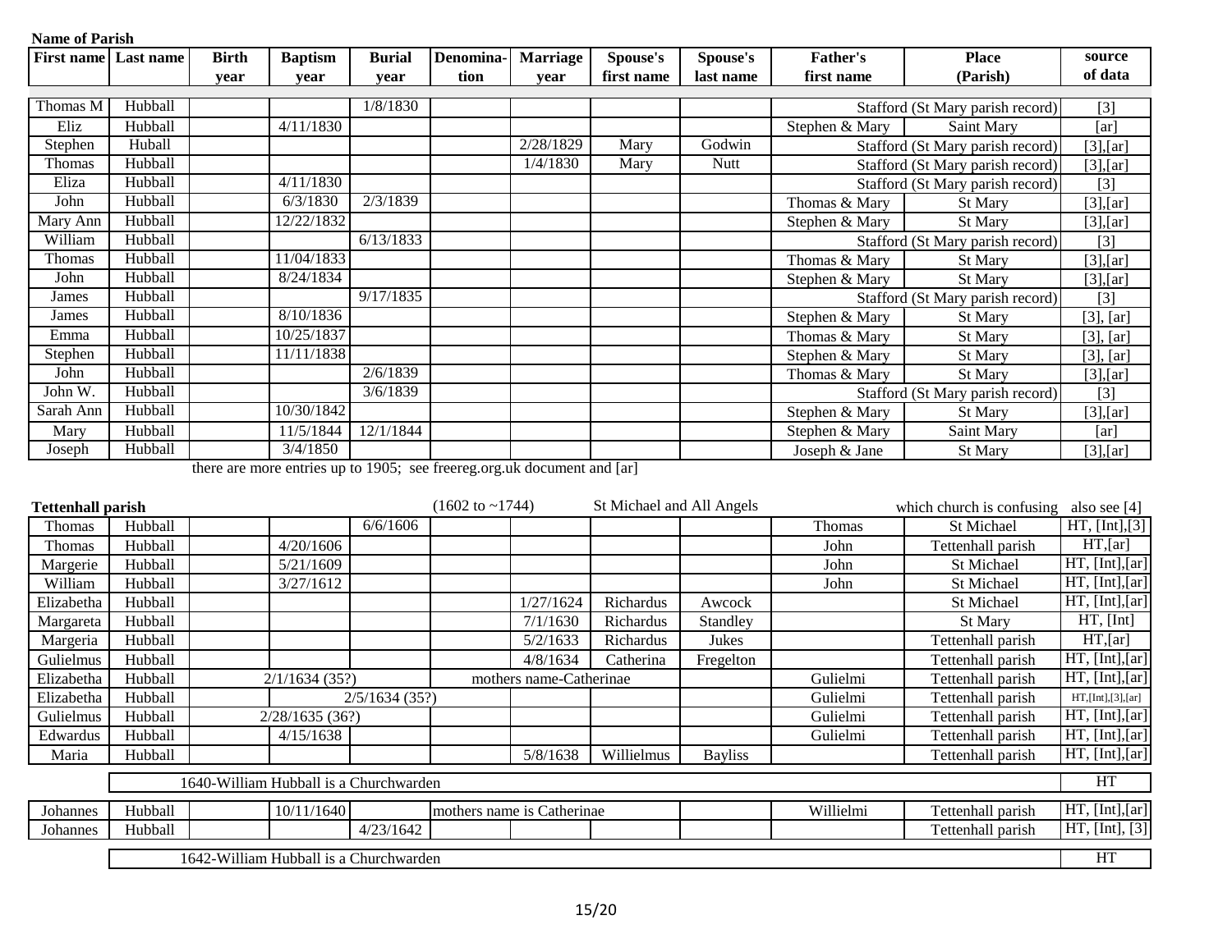**Name of Parish**

| First name | Last name | Birth year | Baptism year | Burial year | Denomination | Marriage year | Spouse's first name | Spouse's last name | Father's first name | Place (Parish) | source of data |
|---|---|---|---|---|---|---|---|---|---|---|---|
| Thomas M | Hubball | | | 1/8/1830 | | | | | | Stafford (St Mary parish record) | [3] |
| Eliz | Hubball | | 4/11/1830 | | | | | | Stephen & Mary | Saint Mary | [ar] |
| Stephen | Huball | | | | | 2/28/1829 | Mary | Godwin | | Stafford (St Mary parish record) | [3],[ar] |
| Thomas | Hubball | | | | | 1/4/1830 | Mary | Nutt | | Stafford (St Mary parish record) | [3],[ar] |
| Eliza | Hubball | | 4/11/1830 | | | | | | | Stafford (St Mary parish record) | [3] |
| John | Hubball | | 6/3/1830 | 2/3/1839 | | | | | Thomas & Mary | St Mary | [3],[ar] |
| Mary Ann | Hubball | | 12/22/1832 | | | | | | Stephen & Mary | St Mary | [3],[ar] |
| William | Hubball | | | 6/13/1833 | | | | | | Stafford (St Mary parish record) | [3] |
| Thomas | Hubball | | 11/04/1833 | | | | | | Thomas & Mary | St Mary | [3],[ar] |
| John | Hubball | | 8/24/1834 | | | | | | Stephen & Mary | St Mary | [3],[ar] |
| James | Hubball | | | 9/17/1835 | | | | | | Stafford (St Mary parish record) | [3] |
| James | Hubball | | 8/10/1836 | | | | | | Stephen & Mary | St Mary | [3], [ar] |
| Emma | Hubball | | 10/25/1837 | | | | | | Thomas & Mary | St Mary | [3], [ar] |
| Stephen | Hubball | | 11/11/1838 | | | | | | Stephen & Mary | St Mary | [3], [ar] |
| John | Hubball | | | 2/6/1839 | | | | | Thomas & Mary | St Mary | [3],[ar] |
| John W. | Hubball | | | 3/6/1839 | | | | | | Stafford (St Mary parish record) | [3] |
| Sarah Ann | Hubball | | 10/30/1842 | | | | | | Stephen & Mary | St Mary | [3],[ar] |
| Mary | Hubball | | 11/5/1844 | 12/1/1844 | | | | | Stephen & Mary | Saint Mary | [ar] |
| Joseph | Hubball | | 3/4/1850 | | | | | | Joseph & Jane | St Mary | [3],[ar] |

there are more entries up to 1905; see freereg.org.uk document and [ar]

**Tettenhall parish** (1602 to ~1744) St Michael and All Angels — which church is confusing — also see [4]

| First name | Last name | Birth year | Baptism year | Burial year | Denomination | Marriage year | Spouse's first name | Spouse's last name | Father's first name | Place (Parish) | source of data |
|---|---|---|---|---|---|---|---|---|---|---|---|
| Thomas | Hubball | | | 6/6/1606 | | | | | Thomas | St Michael | HT, [Int],[3] |
| Thomas | Hubball | | 4/20/1606 | | | | | | John | Tettenhall parish | HT,[ar] |
| Margerie | Hubball | | 5/21/1609 | | | | | | John | St Michael | HT, [Int],[ar] |
| William | Hubball | | 3/27/1612 | | | | | | John | St Michael | HT, [Int],[ar] |
| Elizabetha | Hubball | | | | | 1/27/1624 | Richardus | Awcock | | St Michael | HT, [Int],[ar] |
| Margareta | Hubball | | | | | 7/1/1630 | Richardus | Standley | | St Mary | HT, [Int] |
| Margeria | Hubball | | | | | 5/2/1633 | Richardus | Jukes | | Tettenhall parish | HT,[ar] |
| Gulielmus | Hubball | | | | | 4/8/1634 | Catherina | Fregelton | | Tettenhall parish | HT, [Int],[ar] |
| Elizabetha | Hubball | | 2/1/1634 (35?) | | mothers name-Catherinae | | | | Gulielmi | Tettenhall parish | HT, [Int],[ar] |
| Elizabetha | Hubball | | | 2/5/1634 (35?) | | | | | Gulielmi | Tettenhall parish | HT,[Int],[3],[ar] |
| Gulielmus | Hubball | | 2/28/1635 (36?) | | | | | | Gulielmi | Tettenhall parish | HT, [Int],[ar] |
| Edwardus | Hubball | | 4/15/1638 | | | | | | Gulielmi | Tettenhall parish | HT, [Int],[ar] |
| Maria | Hubball | | | | | 5/8/1638 | Willielmus | Bayliss | | Tettenhall parish | HT, [Int],[ar] |
| | 1640-William Hubball is a Churchwarden | | | | | | | | | | HT |
| Johannes | Hubball | | 10/11/1640 | | mothers name is Catherinae | | | | Willielmi | Tettenhall parish | HT, [Int],[ar] |
| Johannes | Hubball | | | 4/23/1642 | | | | | | Tettenhall parish | HT, [Int], [3] |
| | 1642-William Hubball is a Churchwarden | | | | | | | | | | HT |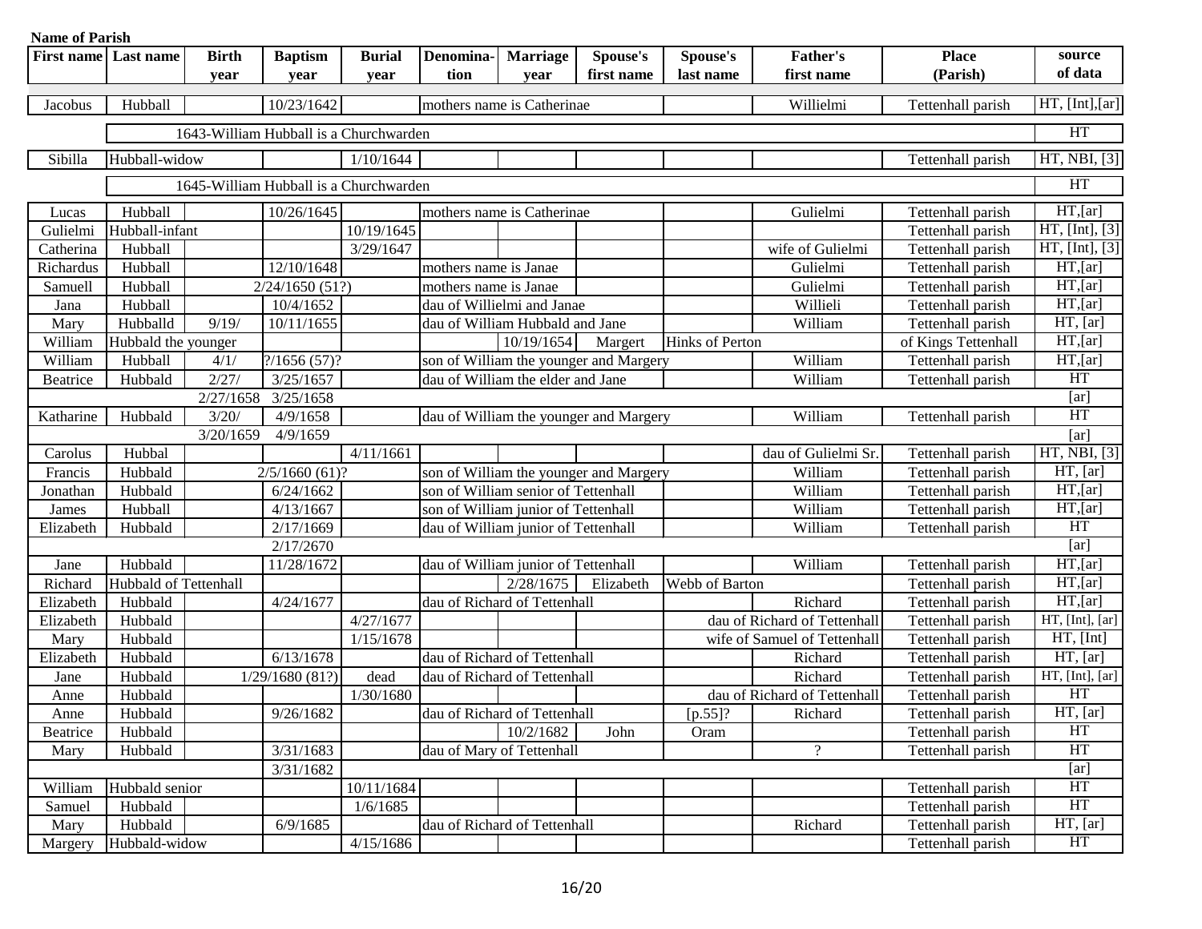**Name of Parish**

| First name | Last name | Birth year | Baptism year | Burial year | Denomina-tion | Marriage year | Spouse's first name | Spouse's last name | Father's first name | Place (Parish) | source of data |
|---|---|---|---|---|---|---|---|---|---|---|---|
| Jacobus | Hubball | | 10/23/1642 | | mothers name is Catherinae | | | | Willielmi | Tettenhall parish | HT, [Int],[ar] |
| | 1643-William Hubball is a Churchwarden | | | | | | | | | | HT |
| Sibilla | Hubball-widow | | | 1/10/1644 | | | | | | Tettenhall parish | HT, NBI, [3] |
| | 1645-William Hubball is a Churchwarden | | | | | | | | | | HT |
| Lucas | Hubball | | 10/26/1645 | | mothers name is Catherinae | | | | Gulielmi | Tettenhall parish | HT,[ar] |
| Gulielmi | Hubball-infant | | | 10/19/1645 | | | | | | Tettenhall parish | HT, [Int], [3] |
| Catherina | Hubball | | | 3/29/1647 | | | | | wife of Gulielmi | Tettenhall parish | HT, [Int], [3] |
| Richardus | Hubball | | 12/10/1648 | | mothers name is Janae | | | | Gulielmi | Tettenhall parish | HT,[ar] |
| Samuell | Hubball | | 2/24/1650 (51?) | | mothers name is Janae | | | | Gulielmi | Tettenhall parish | HT,[ar] |
| Jana | Hubball | | 10/4/1652 | | dau of Willielmi and Janae | | | | Willieli | Tettenhall parish | HT,[ar] |
| Mary | Hubballd | 9/19/ | 10/11/1655 | | dau of William Hubbald and Jane | | | | William | Tettenhall parish | HT, [ar] |
| William | Hubbald the younger | | | | | 10/19/1654 | Margert | Hinks of Perton | | of Kings Tettenhall | HT,[ar] |
| William | Hubball | 4/1/ | ?/1656 (57)? | | son of William the younger and Margery | | | | William | Tettenhall parish | HT,[ar] |
| Beatrice | Hubbald | 2/27/ | 3/25/1657 | | dau of William the elder and Jane | | | | William | Tettenhall parish | HT |
| | | 2/27/1658 | 3/25/1658 | | | | | | | | [ar] |
| Katharine | Hubbald | 3/20/ | 4/9/1658 | | dau of William the younger and Margery | | | | William | Tettenhall parish | HT |
| | | 3/20/1659 | 4/9/1659 | | | | | | | | [ar] |
| Carolus | Hubbal | | | 4/11/1661 | | | | | dau of Gulielmi Sr. | Tettenhall parish | HT, NBI, [3] |
| Francis | Hubbald | | 2/5/1660 (61)? | | son of William the younger and Margery | | | | William | Tettenhall parish | HT, [ar] |
| Jonathan | Hubbald | | 6/24/1662 | | son of William senior of Tettenhall | | | | William | Tettenhall parish | HT,[ar] |
| James | Hubball | | 4/13/1667 | | son of William junior of Tettenhall | | | | William | Tettenhall parish | HT,[ar] |
| Elizabeth | Hubbald | | 2/17/1669 | | dau of William junior of Tettenhall | | | | William | Tettenhall parish | HT |
| | | | 2/17/2670 | | | | | | | | [ar] |
| Jane | Hubbald | | 11/28/1672 | | dau of William junior of Tettenhall | | | | William | Tettenhall parish | HT,[ar] |
| Richard | Hubbald of Tettenhall | | | | | 2/28/1675 | Elizabeth | Webb of Barton | | Tettenhall parish | HT,[ar] |
| Elizabeth | Hubbald | | 4/24/1677 | | dau of Richard of Tettenhall | | | | Richard | Tettenhall parish | HT,[ar] |
| Elizabeth | Hubbald | | | 4/27/1677 | | | | | dau of Richard of Tettenhall | Tettenhall parish | HT, [Int], [ar] |
| Mary | Hubbald | | | 1/15/1678 | | | | | wife of Samuel of Tettenhall | Tettenhall parish | HT, [Int] |
| Elizabeth | Hubbald | | 6/13/1678 | | dau of Richard of Tettenhall | | | | Richard | Tettenhall parish | HT, [ar] |
| Jane | Hubbald | | 1/29/1680 (81?) | dead | dau of Richard of Tettenhall | | | | Richard | Tettenhall parish | HT, [Int], [ar] |
| Anne | Hubbald | | | 1/30/1680 | | | | | dau of Richard of Tettenhall | Tettenhall parish | HT |
| Anne | Hubbald | | 9/26/1682 | | dau of Richard of Tettenhall | | | [p.55]? | Richard | Tettenhall parish | HT, [ar] |
| Beatrice | Hubbald | | | | | 10/2/1682 | John | Oram | | Tettenhall parish | HT |
| Mary | Hubbald | | 3/31/1683 | | dau of Mary of Tettenhall | | | | ? | Tettenhall parish | HT |
| | | | 3/31/1682 | | | | | | | | [ar] |
| William | Hubbald senior | | | 10/11/1684 | | | | | | Tettenhall parish | HT |
| Samuel | Hubbald | | | 1/6/1685 | | | | | | Tettenhall parish | HT |
| Mary | Hubbald | | 6/9/1685 | | dau of Richard of Tettenhall | | | | Richard | Tettenhall parish | HT, [ar] |
| Margery | Hubbald-widow | | | 4/15/1686 | | | | | | Tettenhall parish | HT |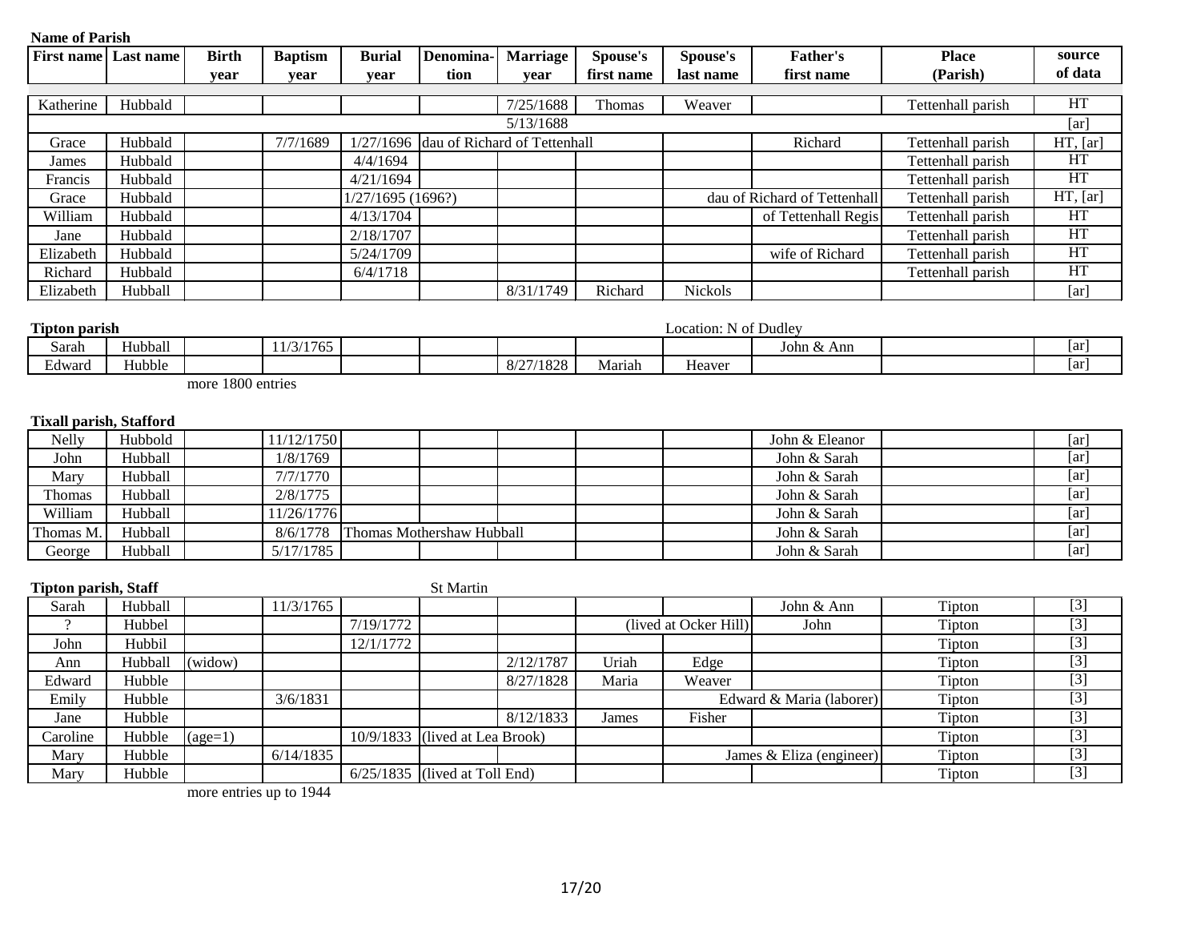**Name of Parish**

| First name | Last name | Birth year | Baptism year | Burial year | Denomina-tion | Marriage year | Spouse's first name | Spouse's last name | Father's first name | Place (Parish) | source of data |
|---|---|---|---|---|---|---|---|---|---|---|---|
| Katherine | Hubbald | | | | | 7/25/1688 | Thomas | Weaver | | Tettenhall parish | HT |
| | | | | | | 5/13/1688 | | | | | [ar] |
| Grace | Hubbald | | 7/7/1689 | 1/27/1696 | dau of Richard of Tettenhall | | | | Richard | Tettenhall parish | HT, [ar] |
| James | Hubbald | | | 4/4/1694 | | | | | | Tettenhall parish | HT |
| Francis | Hubbald | | | 4/21/1694 | | | | | | Tettenhall parish | HT |
| Grace | Hubbald | | | 1/27/1695 (1696?) | | | | | dau of Richard of Tettenhall | Tettenhall parish | HT, [ar] |
| William | Hubbald | | | 4/13/1704 | | | | | of Tettenhall Regis | Tettenhall parish | HT |
| Jane | Hubbald | | | 2/18/1707 | | | | | | Tettenhall parish | HT |
| Elizabeth | Hubbald | | | 5/24/1709 | | | | | wife of Richard | Tettenhall parish | HT |
| Richard | Hubbald | | | 6/4/1718 | | | | | | Tettenhall parish | HT |
| Elizabeth | Hubball | | | | | 8/31/1749 | Richard | Nickols | | | [ar] |

**Tipton parish** — Location: N of Dudley

| First name | Last name | Birth year | Baptism year | Burial year | Denomination | Marriage year | Spouse's first name | Spouse's last name | Father's first name | Place (Parish) | source of data |
|---|---|---|---|---|---|---|---|---|---|---|---|
| Sarah | Hubball | | 11/3/1765 | | | | | | John & Ann | | [ar] |
| Edward | Hubble | | | | | 8/27/1828 | Mariah | Heaver | | | [ar] |

more 1800 entries

**Tixall parish, Stafford**

| First name | Last name | Birth year | Baptism year | Burial year | Denomination | Marriage year | Spouse's first name | Spouse's last name | Father's first name | Place (Parish) | source of data |
|---|---|---|---|---|---|---|---|---|---|---|---|
| Nelly | Hubbold | | 11/12/1750 | | | | | | John & Eleanor | | [ar] |
| John | Hubball | | 1/8/1769 | | | | | | John & Sarah | | [ar] |
| Mary | Hubball | | 7/7/1770 | | | | | | John & Sarah | | [ar] |
| Thomas | Hubball | | 2/8/1775 | | | | | | John & Sarah | | [ar] |
| William | Hubball | | 11/26/1776 | | | | | | John & Sarah | | [ar] |
| Thomas M. | Hubball | | 8/6/1778 | Thomas Mothershaw Hubball | | | | | John & Sarah | | [ar] |
| George | Hubball | | 5/17/1785 | | | | | | John & Sarah | | [ar] |

**Tipton parish, Staff** — St Martin

| First name | Last name | Birth year | Baptism year | Burial year | Denomination | Marriage year | Spouse's first name | Spouse's last name | Father's first name | Place (Parish) | source of data |
|---|---|---|---|---|---|---|---|---|---|---|---|
| Sarah | Hubball | | 11/3/1765 | | | | | | John & Ann | Tipton | [3] |
| ? | Hubbel | | | 7/19/1772 | | | | (lived at Ocker Hill) | John | Tipton | [3] |
| John | Hubbil | | | 12/1/1772 | | | | | | Tipton | [3] |
| Ann | Hubball | (widow) | | | | 2/12/1787 | Uriah | Edge | | Tipton | [3] |
| Edward | Hubble | | | | | 8/27/1828 | Maria | Weaver | | Tipton | [3] |
| Emily | Hubble | | 3/6/1831 | | | | | | Edward & Maria (laborer) | Tipton | [3] |
| Jane | Hubble | | | | | 8/12/1833 | James | Fisher | | Tipton | [3] |
| Caroline | Hubble | (age=1) | | 10/9/1833 | (lived at Lea Brook) | | | | | Tipton | [3] |
| Mary | Hubble | | 6/14/1835 | | | | | | James & Eliza (engineer) | Tipton | [3] |
| Mary | Hubble | | | 6/25/1835 | (lived at Toll End) | | | | | Tipton | [3] |

more entries up to 1944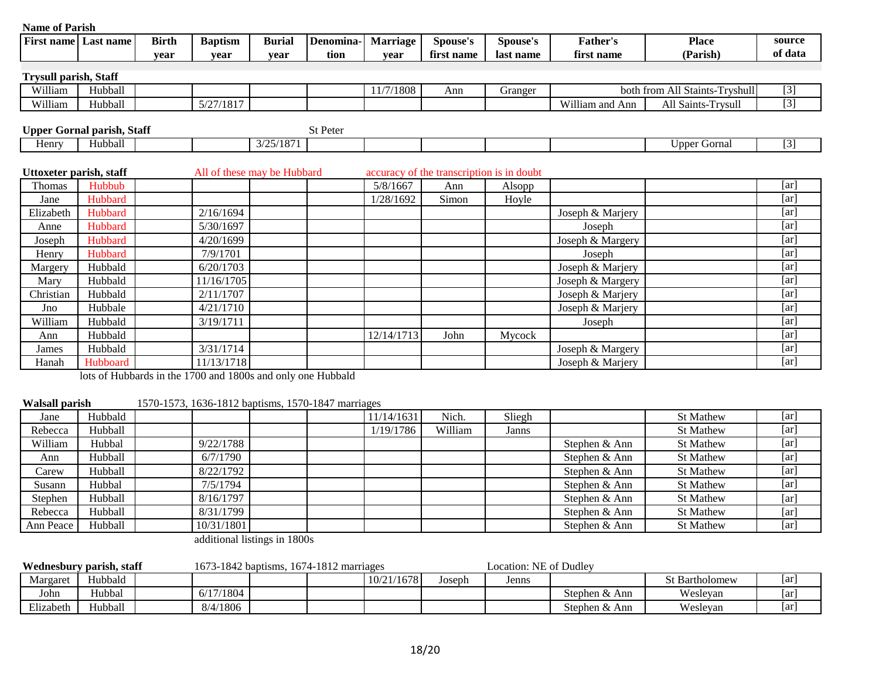| First name | Last name | Birth year | Baptism year | Burial year | Denomination | Marriage year | Spouse's first name | Spouse's last name | Father's first name | Place (Parish) | source of data |
|---|---|---|---|---|---|---|---|---|---|---|---|
| **Trysull parish, Staff** | | | | | | | | | | | |
| William | Hubball | | | | | 11/7/1808 | Ann | Granger | | both from All Staints-Tryshull | [3] |
| William | Hubball | | 5/27/1817 | | | | | | William and Ann | All Saints-Trysull | [3] |
| **Upper Gornal parish, Staff** | | | | | St Peter | | | | | | |
| Henry | Hubball | | | 3/25/1871 | | | | | | Upper Gornal | [3] |
| **Uttoxeter parish, staff** | | | All of these may be Hubbard | | | accuracy of the transcription is in doubt | | | | | |
| Thomas | Hubbub | | | | | 5/8/1667 | Ann | Alsopp | | | [ar] |
| Jane | Hubbard | | | | | 1/28/1692 | Simon | Hoyle | | | [ar] |
| Elizabeth | Hubbard | | 2/16/1694 | | | | | | Joseph & Marjery | | [ar] |
| Anne | Hubbard | | 5/30/1697 | | | | | | Joseph | | [ar] |
| Joseph | Hubbard | | 4/20/1699 | | | | | | Joseph & Margery | | [ar] |
| Henry | Hubbard | | 7/9/1701 | | | | | | Joseph | | [ar] |
| Margery | Hubbald | | 6/20/1703 | | | | | | Joseph & Marjery | | [ar] |
| Mary | Hubbald | | 11/16/1705 | | | | | | Joseph & Margery | | [ar] |
| Christian | Hubbald | | 2/11/1707 | | | | | | Joseph & Marjery | | [ar] |
| Jno | Hubbale | | 4/21/1710 | | | | | | Joseph & Marjery | | [ar] |
| William | Hubbald | | 3/19/1711 | | | | | | Joseph | | [ar] |
| Ann | Hubbald | | | | | 12/14/1713 | John | Mycock | | | [ar] |
| James | Hubbald | | 3/31/1714 | | | | | | Joseph & Margery | | [ar] |
| Hanah | Hubboard | | 11/13/1718 | | | | | | Joseph & Marjery | | [ar] |

lots of Hubbards in the 1700 and 1800s and only one Hubbald

| First name | Last name | Birth year | Baptism year | Burial year | Denomination | Marriage year | Spouse's first name | Spouse's last name | Father's first name | Place (Parish) | source of data |
|---|---|---|---|---|---|---|---|---|---|---|---|
| **Walsall parish** | | 1570-1573, 1636-1812 baptisms, 1570-1847 marriages | | | | | | | | | |
| Jane | Hubbald | | | | | 11/14/1631 | Nich. | Sliegh | | St Mathew | [ar] |
| Rebecca | Hubball | | | | | 1/19/1786 | William | Janns | | St Mathew | [ar] |
| William | Hubbal | | 9/22/1788 | | | | | | Stephen & Ann | St Mathew | [ar] |
| Ann | Hubball | | 6/7/1790 | | | | | | Stephen & Ann | St Mathew | [ar] |
| Carew | Hubball | | 8/22/1792 | | | | | | Stephen & Ann | St Mathew | [ar] |
| Susann | Hubbal | | 7/5/1794 | | | | | | Stephen & Ann | St Mathew | [ar] |
| Stephen | Hubball | | 8/16/1797 | | | | | | Stephen & Ann | St Mathew | [ar] |
| Rebecca | Hubball | | 8/31/1799 | | | | | | Stephen & Ann | St Mathew | [ar] |
| Ann Peace | Hubball | | 10/31/1801 | | | | | | Stephen & Ann | St Mathew | [ar] |

additional listings in 1800s

| First name | Last name | Birth year | Baptism year | Burial year | Denomination | Marriage year | Spouse's first name | Spouse's last name | Father's first name | Place (Parish) | source of data |
|---|---|---|---|---|---|---|---|---|---|---|---|
| **Wednesbury parish, staff** | | | 1673-1842 baptisms, 1674-1812 marriages | | | | | Location: NE of Dudley | | | |
| Margaret | Hubbald | | | | | 10/21/1678 | Joseph | Jenns | | St Bartholomew | [ar] |
| John | Hubbal | | 6/17/1804 | | | | | | Stephen & Ann | Wesleyan | [ar] |
| Elizabeth | Hubball | | 8/4/1806 | | | | | | Stephen & Ann | Wesleyan | [ar] |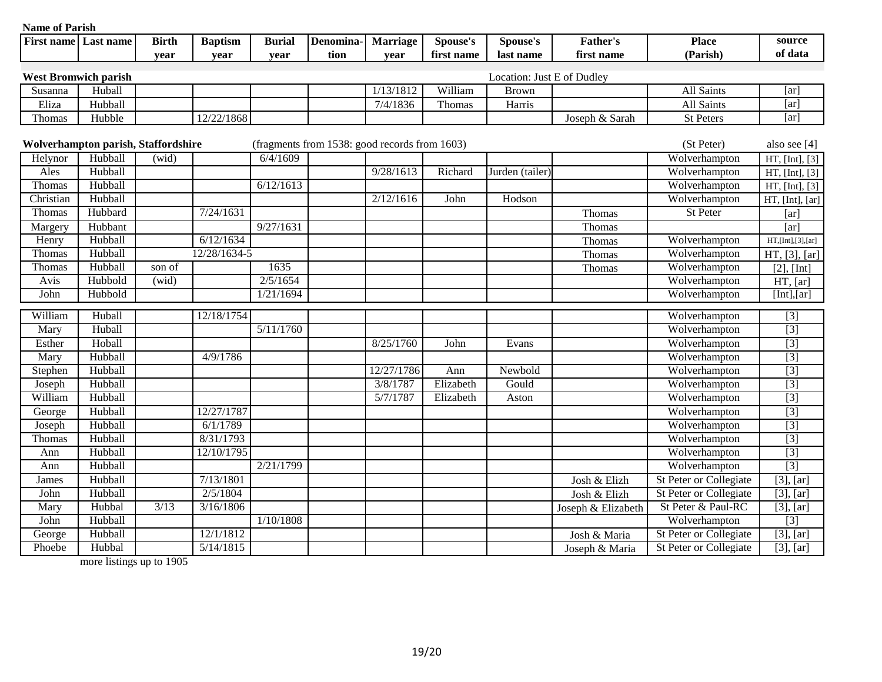**Name of Parish**

| First name | Last name | Birth year | Baptism year | Burial year | Denomina-tion | Marriage year | Spouse's first name | Spouse's last name | Father's first name | Place (Parish) | source of data |
|---|---|---|---|---|---|---|---|---|---|---|---|
| **West Bromwich parish** | | | | | | | | Location: Just E of Dudley | | | |
| Susanna | Huball | | | | | 1/13/1812 | William | Brown | | All Saints | [ar] |
| Eliza | Hubball | | | | | 7/4/1836 | Thomas | Harris | | All Saints | [ar] |
| Thomas | Hubble | | 12/22/1868 | | | | | | Joseph & Sarah | St Peters | [ar] |
| **Wolverhampton parish, Staffordshire** | | | | (fragments from 1538: good records from 1603) | | | | | | (St Peter) | also see [4] |
| Helynor | Hubball | (wid) | | 6/4/1609 | | | | | | Wolverhampton | HT, [Int], [3] |
| Ales | Hubball | | | | | 9/28/1613 | Richard | Jurden (tailer) | | Wolverhampton | HT, [Int], [3] |
| Thomas | Hubball | | | 6/12/1613 | | | | | | Wolverhampton | HT, [Int], [3] |
| Christian | Hubball | | | | | 2/12/1616 | John | Hodson | | Wolverhampton | HT, [Int], [ar] |
| Thomas | Hubbard | | 7/24/1631 | | | | | | Thomas | St Peter | [ar] |
| Margery | Hubbant | | | 9/27/1631 | | | | | Thomas | | [ar] |
| Henry | Hubball | | 6/12/1634 | | | | | | Thomas | Wolverhampton | HT,[Int],[3],[ar] |
| Thomas | Hubball | | 12/28/1634-5 | | | | | | Thomas | Wolverhampton | HT, [3], [ar] |
| Thomas | Hubball | son of | | 1635 | | | | | Thomas | Wolverhampton | [2], [Int] |
| Avis | Hubbold | (wid) | | 2/5/1654 | | | | | | Wolverhampton | HT, [ar] |
| John | Hubbold | | | 1/21/1694 | | | | | | Wolverhampton | [Int],[ar] |
| William | Huball | | 12/18/1754 | | | | | | | Wolverhampton | [3] |
| Mary | Huball | | | 5/11/1760 | | | | | | Wolverhampton | [3] |
| Esther | Hoball | | | | | 8/25/1760 | John | Evans | | Wolverhampton | [3] |
| Mary | Hubball | | 4/9/1786 | | | | | | | Wolverhampton | [3] |
| Stephen | Hubball | | | | | 12/27/1786 | Ann | Newbold | | Wolverhampton | [3] |
| Joseph | Hubball | | | | | 3/8/1787 | Elizabeth | Gould | | Wolverhampton | [3] |
| William | Hubball | | | | | 5/7/1787 | Elizabeth | Aston | | Wolverhampton | [3] |
| George | Hubball | | 12/27/1787 | | | | | | | Wolverhampton | [3] |
| Joseph | Hubball | | 6/1/1789 | | | | | | | Wolverhampton | [3] |
| Thomas | Hubball | | 8/31/1793 | | | | | | | Wolverhampton | [3] |
| Ann | Hubball | | 12/10/1795 | | | | | | | Wolverhampton | [3] |
| Ann | Hubball | | | 2/21/1799 | | | | | | Wolverhampton | [3] |
| James | Hubball | | 7/13/1801 | | | | | | Josh & Elizh | St Peter or Collegiate | [3], [ar] |
| John | Hubball | | 2/5/1804 | | | | | | Josh & Elizh | St Peter or Collegiate | [3], [ar] |
| Mary | Hubbal | 3/13 | 3/16/1806 | | | | | | Joseph & Elizabeth | St Peter & Paul-RC | [3], [ar] |
| John | Hubball | | | 1/10/1808 | | | | | | Wolverhampton | [3] |
| George | Hubball | | 12/1/1812 | | | | | | Josh & Maria | St Peter or Collegiate | [3], [ar] |
| Phoebe | Hubbal | | 5/14/1815 | | | | | | Joseph & Maria | St Peter or Collegiate | [3], [ar] |

more listings up to 1905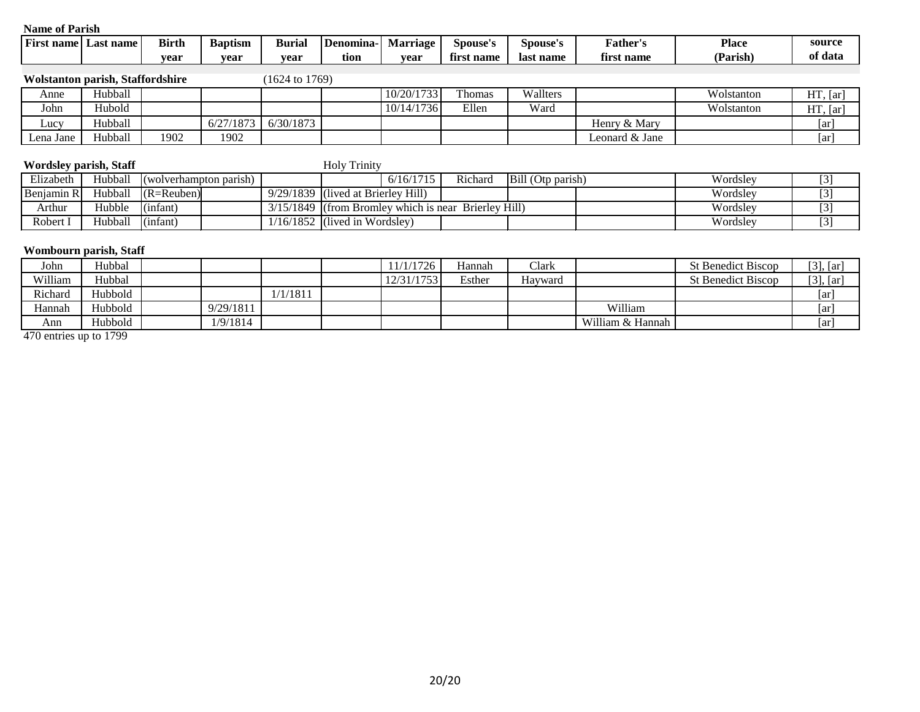**Name of Parish**

| First name | Last name | Birth year | Baptism year | Burial year | Denomina-tion | Marriage year | Spouse's first name | Spouse's last name | Father's first name | Place (Parish) | source of data |
|---|---|---|---|---|---|---|---|---|---|---|---|
| **Wolstanton parish, Staffordshire** | | | | (1624 to 1769) | | | | | | | |
| Anne | Hubball | | | | | 10/20/1733 | Thomas | Wallters | | Wolstanton | HT, [ar] |
| John | Hubold | | | | | 10/14/1736 | Ellen | Ward | | Wolstanton | HT, [ar] |
| Lucy | Hubball | | 6/27/1873 | 6/30/1873 | | | | | Henry & Mary | | [ar] |
| Lena Jane | Hubball | 1902 | 1902 | | | | | | Leonard & Jane | | [ar] |
| **Wordsley parish, Staff** | | | | | Holy Trinity | | | | | | |
| Elizabeth | Hubball | (wolverhampton parish) | | | | 6/16/1715 | Richard | Bill (Otp parish) | | Wordsley | [3] |
| Benjamin R | Hubball | (R=Reuben) | | 9/29/1839 | (lived at Brierley Hill) | | | | | Wordsley | [3] |
| Arthur | Hubble | (infant) | | 3/15/1849 | (from Bromley which is near Brierley Hill) | | | | | Wordsley | [3] |
| Robert I | Hubball | (infant) | | 1/16/1852 | (lived in Wordsley) | | | | | Wordsley | [3] |
| **Wombourn parish, Staff** | | | | | | | | | | | |
| John | Hubbal | | | | | 11/1/1726 | Hannah | Clark | | St Benedict Biscop | [3], [ar] |
| William | Hubbal | | | | | 12/31/1753 | Esther | Hayward | | St Benedict Biscop | [3], [ar] |
| Richard | Hubbold | | | 1/1/1811 | | | | | | | [ar] |
| Hannah | Hubbold | | 9/29/1811 | | | | | | William | | [ar] |
| Ann | Hubbold | | 1/9/1814 | | | | | | William & Hannah | | [ar] |

470 entries up to 1799